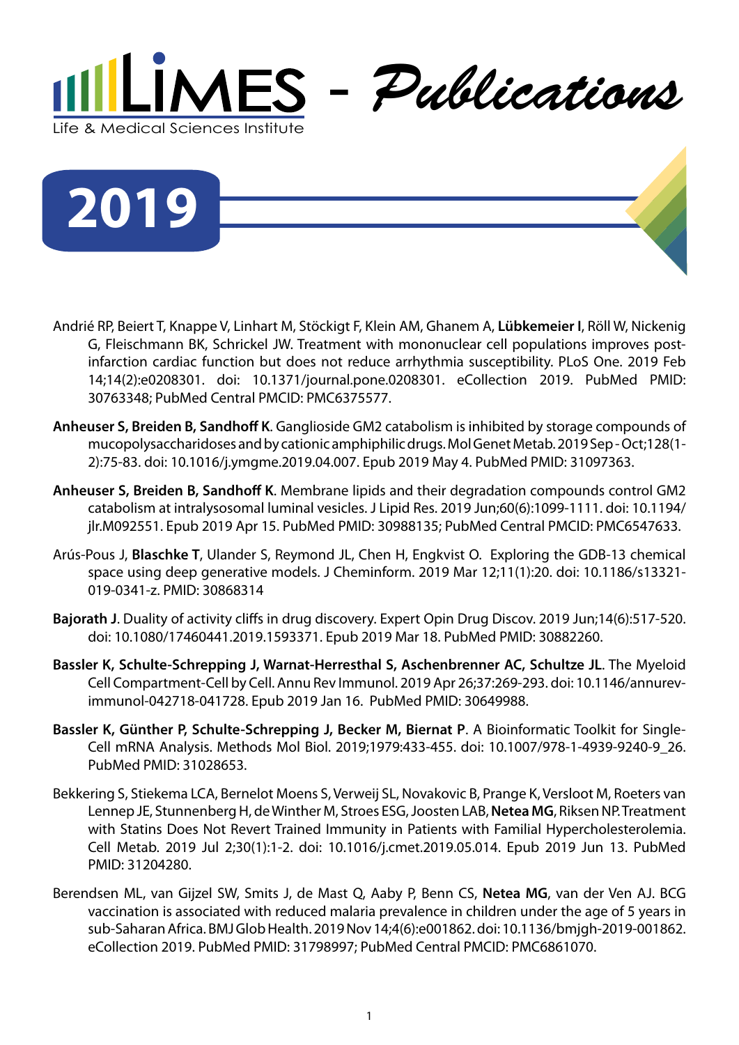# LIMES - Publications

Life & Medical Sciences Institute

## 2019

Andrié RP, Beiert T, Knappe V, Linhart M, Stöckigt F, Klein AM, Ghanem A, **Lübkemeier I**, Röll W, Nickenig G, Fleischmann BK, Schrickel JW. Treatment with mononuclear cell populations improves post-infarction cardiac function but does not reduce arrhythmia susceptibility. PLoS One. 2019 Feb 14;14(2):e0208301. doi: 10.1371/journal.pone.0208301. eCollection 2019. PubMed PMID: 30763348; PubMed Central PMCID: PMC6375577.

**Anheuser S, Breiden B, Sandhoff K**. Ganglioside GM2 catabolism is inhibited by storage compounds of mucopolysaccharidoses and by cationic amphiphilic drugs. Mol Genet Metab. 2019 Sep - Oct;128(1-2):75-83. doi: 10.1016/j.ymgme.2019.04.007. Epub 2019 May 4. PubMed PMID: 31097363.

**Anheuser S, Breiden B, Sandhoff K**. Membrane lipids and their degradation compounds control GM2 catabolism at intralysosomal luminal vesicles. J Lipid Res. 2019 Jun;60(6):1099-1111. doi: 10.1194/jlr.M092551. Epub 2019 Apr 15. PubMed PMID: 30988135; PubMed Central PMCID: PMC6547633.

Arús-Pous J, **Blaschke T**, Ulander S, Reymond JL, Chen H, Engkvist O. Exploring the GDB-13 chemical space using deep generative models. J Cheminform. 2019 Mar 12;11(1):20. doi: 10.1186/s13321-019-0341-z. PMID: 30868314

**Bajorath J**. Duality of activity cliffs in drug discovery. Expert Opin Drug Discov. 2019 Jun;14(6):517-520. doi: 10.1080/17460441.2019.1593371. Epub 2019 Mar 18. PubMed PMID: 30882260.

**Bassler K, Schulte-Schrepping J, Warnat-Herresthal S, Aschenbrenner AC, Schultze JL**. The Myeloid Cell Compartment-Cell by Cell. Annu Rev Immunol. 2019 Apr 26;37:269-293. doi: 10.1146/annurev-immunol-042718-041728. Epub 2019 Jan 16. PubMed PMID: 30649988.

**Bassler K, Günther P, Schulte-Schrepping J, Becker M, Biernat P**. A Bioinformatic Toolkit for Single-Cell mRNA Analysis. Methods Mol Biol. 2019;1979:433-455. doi: 10.1007/978-1-4939-9240-9_26. PubMed PMID: 31028653.

Bekkering S, Stiekema LCA, Bernelot Moens S, Verweij SL, Novakovic B, Prange K, Versloot M, Roeters van Lennep JE, Stunnenberg H, de Winther M, Stroes ESG, Joosten LAB, **Netea MG**, Riksen NP. Treatment with Statins Does Not Revert Trained Immunity in Patients with Familial Hypercholesterolemia. Cell Metab. 2019 Jul 2;30(1):1-2. doi: 10.1016/j.cmet.2019.05.014. Epub 2019 Jun 13. PubMed PMID: 31204280.

Berendsen ML, van Gijzel SW, Smits J, de Mast Q, Aaby P, Benn CS, **Netea MG**, van der Ven AJ. BCG vaccination is associated with reduced malaria prevalence in children under the age of 5 years in sub-Saharan Africa. BMJ Glob Health. 2019 Nov 14;4(6):e001862. doi: 10.1136/bmjgh-2019-001862. eCollection 2019. PubMed PMID: 31798997; PubMed Central PMCID: PMC6861070.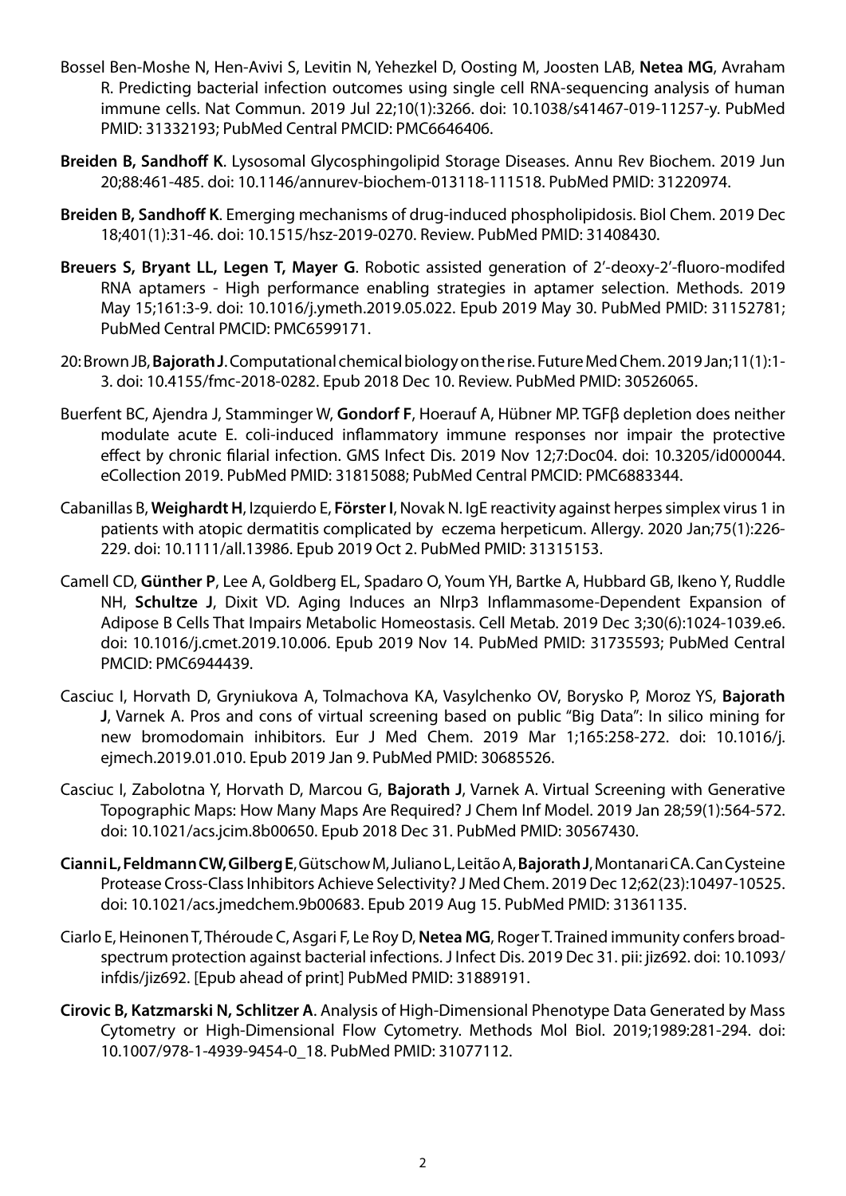Bossel Ben-Moshe N, Hen-Avivi S, Levitin N, Yehezkel D, Oosting M, Joosten LAB, **Netea MG**, Avraham R. Predicting bacterial infection outcomes using single cell RNA-sequencing analysis of human immune cells. Nat Commun. 2019 Jul 22;10(1):3266. doi: 10.1038/s41467-019-11257-y. PubMed PMID: 31332193; PubMed Central PMCID: PMC6646406.

**Breiden B, Sandhoff K**. Lysosomal Glycosphingolipid Storage Diseases. Annu Rev Biochem. 2019 Jun 20;88:461-485. doi: 10.1146/annurev-biochem-013118-111518. PubMed PMID: 31220974.

**Breiden B, Sandhoff K**. Emerging mechanisms of drug-induced phospholipidosis. Biol Chem. 2019 Dec 18;401(1):31-46. doi: 10.1515/hsz-2019-0270. Review. PubMed PMID: 31408430.

**Breuers S, Bryant LL, Legen T, Mayer G**. Robotic assisted generation of 2'-deoxy-2'-fluoro-modifed RNA aptamers - High performance enabling strategies in aptamer selection. Methods. 2019 May 15;161:3-9. doi: 10.1016/j.ymeth.2019.05.022. Epub 2019 May 30. PubMed PMID: 31152781; PubMed Central PMCID: PMC6599171.

20: Brown JB, **Bajorath J**. Computational chemical biology on the rise. Future Med Chem. 2019 Jan;11(1):1-3. doi: 10.4155/fmc-2018-0282. Epub 2018 Dec 10. Review. PubMed PMID: 30526065.

Buerfent BC, Ajendra J, Stamminger W, **Gondorf F**, Hoerauf A, Hübner MP. TGFβ depletion does neither modulate acute E. coli-induced inflammatory immune responses nor impair the protective effect by chronic filarial infection. GMS Infect Dis. 2019 Nov 12;7:Doc04. doi: 10.3205/id000044. eCollection 2019. PubMed PMID: 31815088; PubMed Central PMCID: PMC6883344.

Cabanillas B, **Weighardt H**, Izquierdo E, **Förster I**, Novak N. IgE reactivity against herpes simplex virus 1 in patients with atopic dermatitis complicated by eczema herpeticum. Allergy. 2020 Jan;75(1):226-229. doi: 10.1111/all.13986. Epub 2019 Oct 2. PubMed PMID: 31315153.

Camell CD, **Günther P**, Lee A, Goldberg EL, Spadaro O, Youm YH, Bartke A, Hubbard GB, Ikeno Y, Ruddle NH, **Schultze J**, Dixit VD. Aging Induces an Nlrp3 Inflammasome-Dependent Expansion of Adipose B Cells That Impairs Metabolic Homeostasis. Cell Metab. 2019 Dec 3;30(6):1024-1039.e6. doi: 10.1016/j.cmet.2019.10.006. Epub 2019 Nov 14. PubMed PMID: 31735593; PubMed Central PMCID: PMC6944439.

Casciuc I, Horvath D, Gryniukova A, Tolmachova KA, Vasylchenko OV, Borysko P, Moroz YS, **Bajorath J**, Varnek A. Pros and cons of virtual screening based on public "Big Data": In silico mining for new bromodomain inhibitors. Eur J Med Chem. 2019 Mar 1;165:258-272. doi: 10.1016/j.ejmech.2019.01.010. Epub 2019 Jan 9. PubMed PMID: 30685526.

Casciuc I, Zabolotna Y, Horvath D, Marcou G, **Bajorath J**, Varnek A. Virtual Screening with Generative Topographic Maps: How Many Maps Are Required? J Chem Inf Model. 2019 Jan 28;59(1):564-572. doi: 10.1021/acs.jcim.8b00650. Epub 2018 Dec 31. PubMed PMID: 30567430.

**Cianni L, Feldmann CW, Gilberg E**, Gütschow M, Juliano L, Leitão A, **Bajorath J**, Montanari CA. Can Cysteine Protease Cross-Class Inhibitors Achieve Selectivity? J Med Chem. 2019 Dec 12;62(23):10497-10525. doi: 10.1021/acs.jmedchem.9b00683. Epub 2019 Aug 15. PubMed PMID: 31361135.

Ciarlo E, Heinonen T, Théroude C, Asgari F, Le Roy D, **Netea MG**, Roger T. Trained immunity confers broad-spectrum protection against bacterial infections. J Infect Dis. 2019 Dec 31. pii: jiz692. doi: 10.1093/infdis/jiz692. [Epub ahead of print] PubMed PMID: 31889191.

**Cirovic B, Katzmarski N, Schlitzer A**. Analysis of High-Dimensional Phenotype Data Generated by Mass Cytometry or High-Dimensional Flow Cytometry. Methods Mol Biol. 2019;1989:281-294. doi: 10.1007/978-1-4939-9454-0_18. PubMed PMID: 31077112.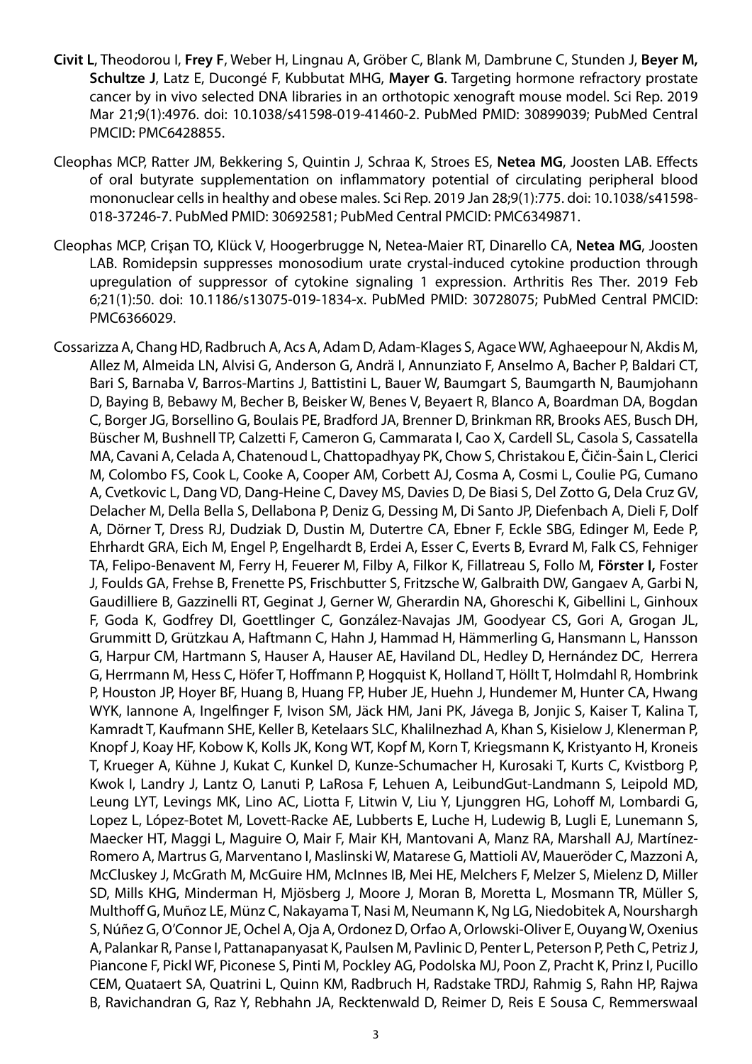**Civit L**, Theodorou I, **Frey F**, Weber H, Lingnau A, Gröber C, Blank M, Dambrune C, Stunden J, **Beyer M, Schultze J**, Latz E, Ducongé F, Kubbutat MHG, **Mayer G**. Targeting hormone refractory prostate cancer by in vivo selected DNA libraries in an orthotopic xenograft mouse model. Sci Rep. 2019 Mar 21;9(1):4976. doi: 10.1038/s41598-019-41460-2. PubMed PMID: 30899039; PubMed Central PMCID: PMC6428855.

Cleophas MCP, Ratter JM, Bekkering S, Quintin J, Schraa K, Stroes ES, **Netea MG**, Joosten LAB. Effects of oral butyrate supplementation on inflammatory potential of circulating peripheral blood mononuclear cells in healthy and obese males. Sci Rep. 2019 Jan 28;9(1):775. doi: 10.1038/s41598-018-37246-7. PubMed PMID: 30692581; PubMed Central PMCID: PMC6349871.

Cleophas MCP, Crişan TO, Klück V, Hoogerbrugge N, Netea-Maier RT, Dinarello CA, **Netea MG**, Joosten LAB. Romidepsin suppresses monosodium urate crystal-induced cytokine production through upregulation of suppressor of cytokine signaling 1 expression. Arthritis Res Ther. 2019 Feb 6;21(1):50. doi: 10.1186/s13075-019-1834-x. PubMed PMID: 30728075; PubMed Central PMCID: PMC6366029.

Cossarizza A, Chang HD, Radbruch A, Acs A, Adam D, Adam-Klages S, Agace WW, Aghaeepour N, Akdis M, Allez M, Almeida LN, Alvisi G, Anderson G, Andrä I, Annunziato F, Anselmo A, Bacher P, Baldari CT, Bari S, Barnaba V, Barros-Martins J, Battistini L, Bauer W, Baumgart S, Baumgarth N, Baumjohann D, Baying B, Bebawy M, Becher B, Beisker W, Benes V, Beyaert R, Blanco A, Boardman DA, Bogdan C, Borger JG, Borsellino G, Boulais PE, Bradford JA, Brenner D, Brinkman RR, Brooks AES, Busch DH, Büscher M, Bushnell TP, Calzetti F, Cameron G, Cammarata I, Cao X, Cardell SL, Casola S, Cassatella MA, Cavani A, Celada A, Chatenoud L, Chattopadhyay PK, Chow S, Christakou E, Čičin-Šain L, Clerici M, Colombo FS, Cook L, Cooke A, Cooper AM, Corbett AJ, Cosma A, Cosmi L, Coulie PG, Cumano A, Cvetkovic L, Dang VD, Dang-Heine C, Davey MS, Davies D, De Biasi S, Del Zotto G, Dela Cruz GV, Delacher M, Della Bella S, Dellabona P, Deniz G, Dessing M, Di Santo JP, Diefenbach A, Dieli F, Dolf A, Dörner T, Dress RJ, Dudziak D, Dustin M, Dutertre CA, Ebner F, Eckle SBG, Edinger M, Eede P, Ehrhardt GRA, Eich M, Engel P, Engelhardt B, Erdei A, Esser C, Everts B, Evrard M, Falk CS, Fehniger TA, Felipo-Benavent M, Ferry H, Feuerer M, Filby A, Filkor K, Fillatreau S, Follo M, **Förster I,** Foster J, Foulds GA, Frehse B, Frenette PS, Frischbutter S, Fritzsche W, Galbraith DW, Gangaev A, Garbi N, Gaudilliere B, Gazzinelli RT, Geginat J, Gerner W, Gherardin NA, Ghoreschi K, Gibellini L, Ginhoux F, Goda K, Godfrey DI, Goettlinger C, González-Navajas JM, Goodyear CS, Gori A, Grogan JL, Grummitt D, Grützkau A, Haftmann C, Hahn J, Hammad H, Hämmerling G, Hansmann L, Hansson G, Harpur CM, Hartmann S, Hauser A, Hauser AE, Haviland DL, Hedley D, Hernández DC, Herrera G, Herrmann M, Hess C, Höfer T, Hoffmann P, Hogquist K, Holland T, Höllt T, Holmdahl R, Hombrink P, Houston JP, Hoyer BF, Huang B, Huang FP, Huber JE, Huehn J, Hundemer M, Hunter CA, Hwang WYK, Iannone A, Ingelfinger F, Ivison SM, Jäck HM, Jani PK, Jávega B, Jonjic S, Kaiser T, Kalina T, Kamradt T, Kaufmann SHE, Keller B, Ketelaars SLC, Khalilnezhad A, Khan S, Kisielow J, Klenerman P, Knopf J, Koay HF, Kobow K, Kolls JK, Kong WT, Kopf M, Korn T, Kriegsmann K, Kristyanto H, Kroneis T, Krueger A, Kühne J, Kukat C, Kunkel D, Kunze-Schumacher H, Kurosaki T, Kurts C, Kvistborg P, Kwok I, Landry J, Lantz O, Lanuti P, LaRosa F, Lehuen A, LeibundGut-Landmann S, Leipold MD, Leung LYT, Levings MK, Lino AC, Liotta F, Litwin V, Liu Y, Ljunggren HG, Lohoff M, Lombardi G, Lopez L, López-Botet M, Lovett-Racke AE, Lubberts E, Luche H, Ludewig B, Lugli E, Lunemann S, Maecker HT, Maggi L, Maguire O, Mair F, Mair KH, Mantovani A, Manz RA, Marshall AJ, Martínez-Romero A, Martrus G, Marventano I, Maslinski W, Matarese G, Mattioli AV, Maueröder C, Mazzoni A, McCluskey J, McGrath M, McGuire HM, McInnes IB, Mei HE, Melchers F, Melzer S, Mielenz D, Miller SD, Mills KHG, Minderman H, Mjösberg J, Moore J, Moran B, Moretta L, Mosmann TR, Müller S, Multhoff G, Muñoz LE, Münz C, Nakayama T, Nasi M, Neumann K, Ng LG, Niedobitek A, Nourshargh S, Núñez G, O'Connor JE, Ochel A, Oja A, Ordonez D, Orfao A, Orlowski-Oliver E, Ouyang W, Oxenius A, Palankar R, Panse I, Pattanapanyasat K, Paulsen M, Pavlinic D, Penter L, Peterson P, Peth C, Petriz J, Piancone F, Pickl WF, Piconese S, Pinti M, Pockley AG, Podolska MJ, Poon Z, Pracht K, Prinz I, Pucillo CEM, Quataert SA, Quatrini L, Quinn KM, Radbruch H, Radstake TRDJ, Rahmig S, Rahn HP, Rajwa B, Ravichandran G, Raz Y, Rebhahn JA, Recktenwald D, Reimer D, Reis E Sousa C, Remmerswaal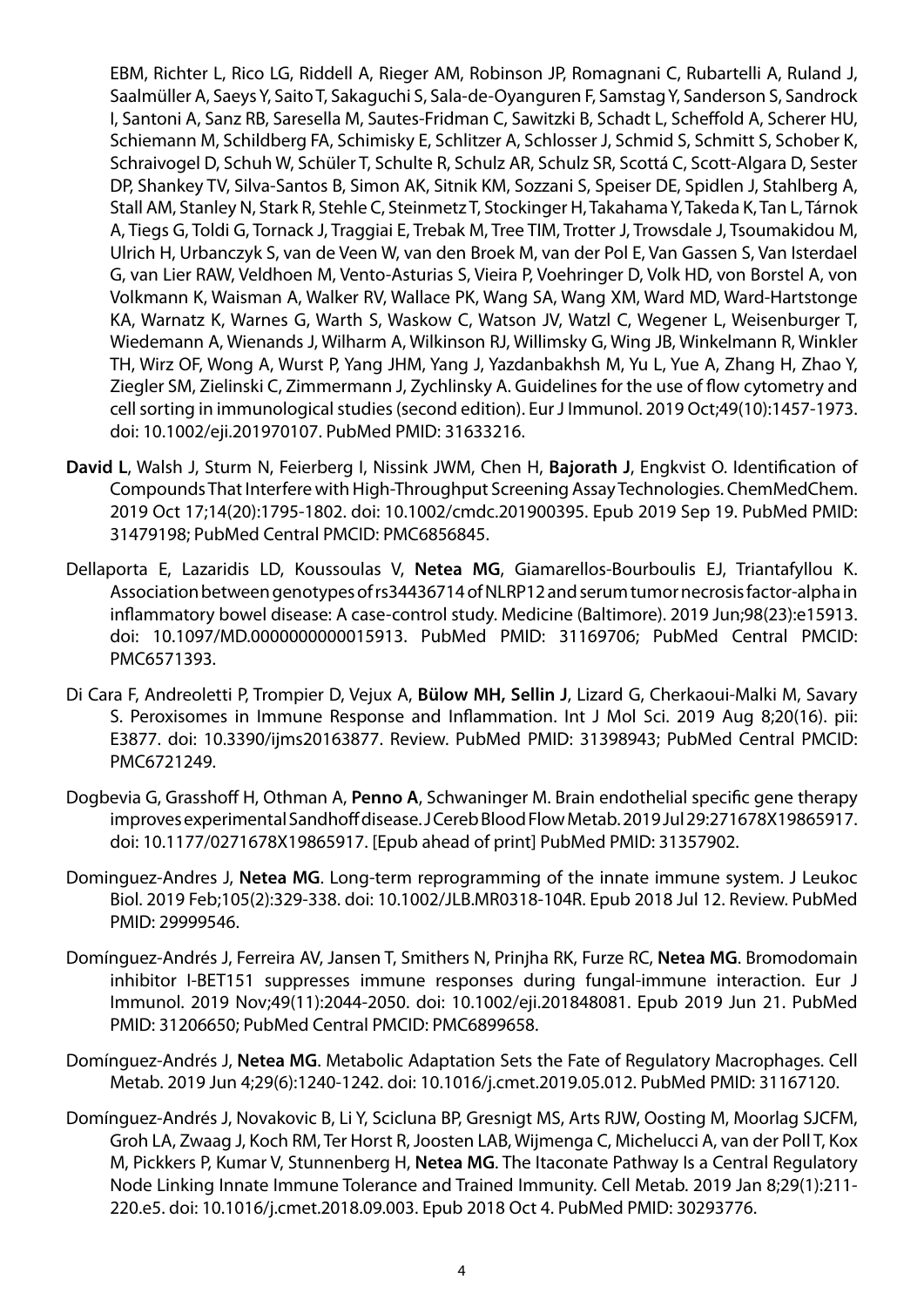EBM, Richter L, Rico LG, Riddell A, Rieger AM, Robinson JP, Romagnani C, Rubartelli A, Ruland J, Saalmüller A, Saeys Y, Saito T, Sakaguchi S, Sala-de-Oyanguren F, Samstag Y, Sanderson S, Sandrock I, Santoni A, Sanz RB, Saresella M, Sautes-Fridman C, Sawitzki B, Schadt L, Scheffold A, Scherer HU, Schiemann M, Schildberg FA, Schimisky E, Schlitzer A, Schlosser J, Schmid S, Schmitt S, Schober K, Schraivogel D, Schuh W, Schüler T, Schulte R, Schulz AR, Schulz SR, Scottá C, Scott-Algara D, Sester DP, Shankey TV, Silva-Santos B, Simon AK, Sitnik KM, Sozzani S, Speiser DE, Spidlen J, Stahlberg A, Stall AM, Stanley N, Stark R, Stehle C, Steinmetz T, Stockinger H, Takahama Y, Takeda K, Tan L, Tárnok A, Tiegs G, Toldi G, Tornack J, Traggiai E, Trebak M, Tree TIM, Trotter J, Trowsdale J, Tsoumakidou M, Ulrich H, Urbanczyk S, van de Veen W, van den Broek M, van der Pol E, Van Gassen S, Van Isterdael G, van Lier RAW, Veldhoen M, Vento-Asturias S, Vieira P, Voehringer D, Volk HD, von Borstel A, von Volkmann K, Waisman A, Walker RV, Wallace PK, Wang SA, Wang XM, Ward MD, Ward-Hartstonge KA, Warnatz K, Warnes G, Warth S, Waskow C, Watson JV, Watzl C, Wegener L, Weisenburger T, Wiedemann A, Wienands J, Wilharm A, Wilkinson RJ, Willimsky G, Wing JB, Winkelmann R, Winkler TH, Wirz OF, Wong A, Wurst P, Yang JHM, Yang J, Yazdanbakhsh M, Yu L, Yue A, Zhang H, Zhao Y, Ziegler SM, Zielinski C, Zimmermann J, Zychlinsky A. Guidelines for the use of flow cytometry and cell sorting in immunological studies (second edition). Eur J Immunol. 2019 Oct;49(10):1457-1973. doi: 10.1002/eji.201970107. PubMed PMID: 31633216.

**David L**, Walsh J, Sturm N, Feierberg I, Nissink JWM, Chen H, **Bajorath J**, Engkvist O. Identification of Compounds That Interfere with High-Throughput Screening Assay Technologies. ChemMedChem. 2019 Oct 17;14(20):1795-1802. doi: 10.1002/cmdc.201900395. Epub 2019 Sep 19. PubMed PMID: 31479198; PubMed Central PMCID: PMC6856845.

Dellaporta E, Lazaridis LD, Koussoulas V, **Netea MG**, Giamarellos-Bourboulis EJ, Triantafyllou K. Association between genotypes of rs34436714 of NLRP12 and serum tumor necrosis factor-alpha in inflammatory bowel disease: A case-control study. Medicine (Baltimore). 2019 Jun;98(23):e15913. doi: 10.1097/MD.0000000000015913. PubMed PMID: 31169706; PubMed Central PMCID: PMC6571393.

Di Cara F, Andreoletti P, Trompier D, Vejux A, **Bülow MH, Sellin J**, Lizard G, Cherkaoui-Malki M, Savary S. Peroxisomes in Immune Response and Inflammation. Int J Mol Sci. 2019 Aug 8;20(16). pii: E3877. doi: 10.3390/ijms20163877. Review. PubMed PMID: 31398943; PubMed Central PMCID: PMC6721249.

Dogbevia G, Grasshoff H, Othman A, **Penno A**, Schwaninger M. Brain endothelial specific gene therapy improves experimental Sandhoff disease. J Cereb Blood Flow Metab. 2019 Jul 29:271678X19865917. doi: 10.1177/0271678X19865917. [Epub ahead of print] PubMed PMID: 31357902.

Dominguez-Andres J, **Netea MG**. Long-term reprogramming of the innate immune system. J Leukoc Biol. 2019 Feb;105(2):329-338. doi: 10.1002/JLB.MR0318-104R. Epub 2018 Jul 12. Review. PubMed PMID: 29999546.

Domínguez-Andrés J, Ferreira AV, Jansen T, Smithers N, Prinjha RK, Furze RC, **Netea MG**. Bromodomain inhibitor I-BET151 suppresses immune responses during fungal-immune interaction. Eur J Immunol. 2019 Nov;49(11):2044-2050. doi: 10.1002/eji.201848081. Epub 2019 Jun 21. PubMed PMID: 31206650; PubMed Central PMCID: PMC6899658.

Domínguez-Andrés J, **Netea MG**. Metabolic Adaptation Sets the Fate of Regulatory Macrophages. Cell Metab. 2019 Jun 4;29(6):1240-1242. doi: 10.1016/j.cmet.2019.05.012. PubMed PMID: 31167120.

Domínguez-Andrés J, Novakovic B, Li Y, Scicluna BP, Gresnigt MS, Arts RJW, Oosting M, Moorlag SJCFM, Groh LA, Zwaag J, Koch RM, Ter Horst R, Joosten LAB, Wijmenga C, Michelucci A, van der Poll T, Kox M, Pickkers P, Kumar V, Stunnenberg H, **Netea MG**. The Itaconate Pathway Is a Central Regulatory Node Linking Innate Immune Tolerance and Trained Immunity. Cell Metab. 2019 Jan 8;29(1):211-220.e5. doi: 10.1016/j.cmet.2018.09.003. Epub 2018 Oct 4. PubMed PMID: 30293776.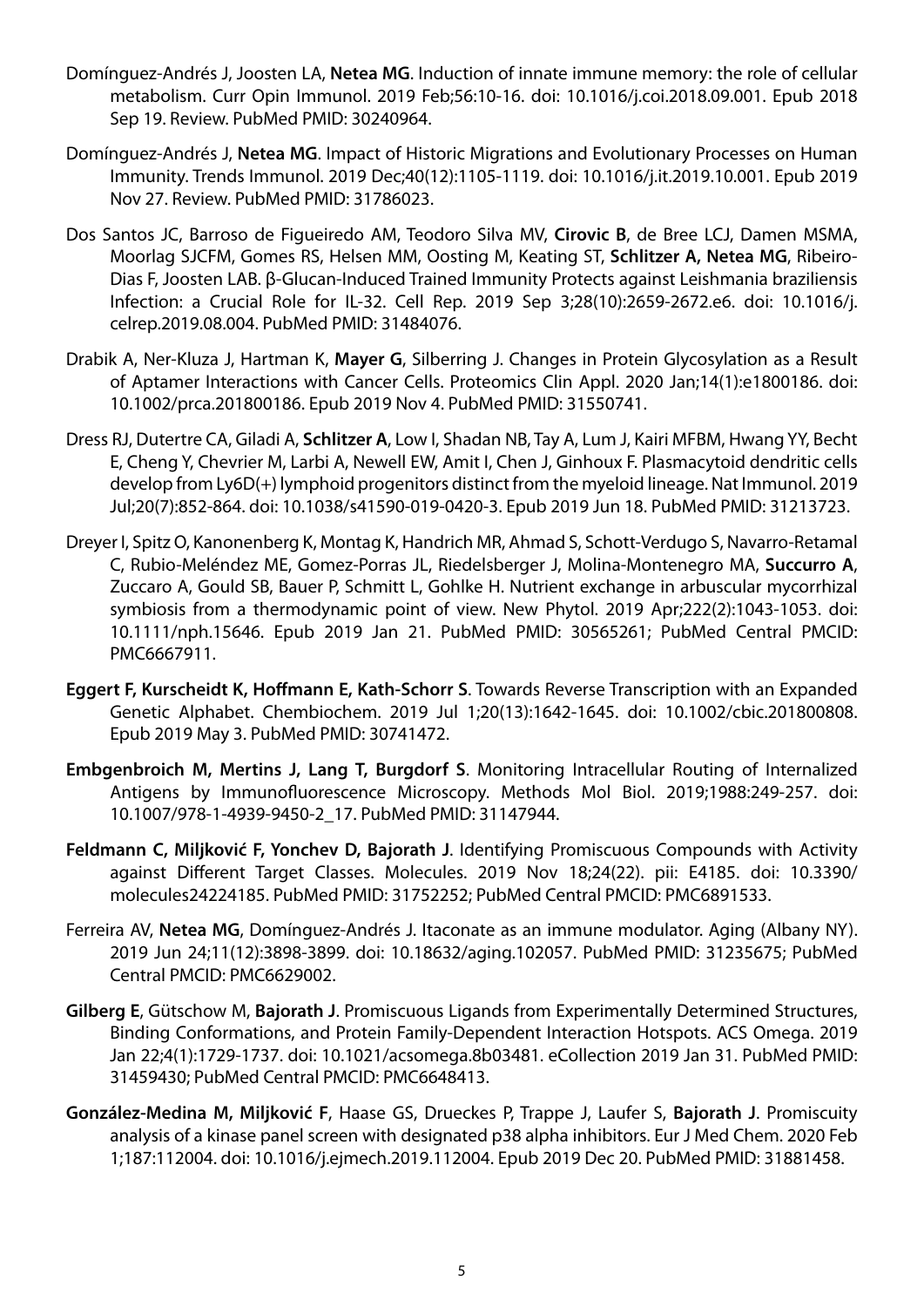Domínguez-Andrés J, Joosten LA, **Netea MG**. Induction of innate immune memory: the role of cellular metabolism. Curr Opin Immunol. 2019 Feb;56:10-16. doi: 10.1016/j.coi.2018.09.001. Epub 2018 Sep 19. Review. PubMed PMID: 30240964.

Domínguez-Andrés J, **Netea MG**. Impact of Historic Migrations and Evolutionary Processes on Human Immunity. Trends Immunol. 2019 Dec;40(12):1105-1119. doi: 10.1016/j.it.2019.10.001. Epub 2019 Nov 27. Review. PubMed PMID: 31786023.

Dos Santos JC, Barroso de Figueiredo AM, Teodoro Silva MV, **Cirovic B**, de Bree LCJ, Damen MSMA, Moorlag SJCFM, Gomes RS, Helsen MM, Oosting M, Keating ST, **Schlitzer A, Netea MG**, Ribeiro-Dias F, Joosten LAB. β-Glucan-Induced Trained Immunity Protects against Leishmania braziliensis Infection: a Crucial Role for IL-32. Cell Rep. 2019 Sep 3;28(10):2659-2672.e6. doi: 10.1016/j.celrep.2019.08.004. PubMed PMID: 31484076.

Drabik A, Ner-Kluza J, Hartman K, **Mayer G**, Silberring J. Changes in Protein Glycosylation as a Result of Aptamer Interactions with Cancer Cells. Proteomics Clin Appl. 2020 Jan;14(1):e1800186. doi: 10.1002/prca.201800186. Epub 2019 Nov 4. PubMed PMID: 31550741.

Dress RJ, Dutertre CA, Giladi A, **Schlitzer A**, Low I, Shadan NB, Tay A, Lum J, Kairi MFBM, Hwang YY, Becht E, Cheng Y, Chevrier M, Larbi A, Newell EW, Amit I, Chen J, Ginhoux F. Plasmacytoid dendritic cells develop from Ly6D(+) lymphoid progenitors distinct from the myeloid lineage. Nat Immunol. 2019 Jul;20(7):852-864. doi: 10.1038/s41590-019-0420-3. Epub 2019 Jun 18. PubMed PMID: 31213723.

Dreyer I, Spitz O, Kanonenberg K, Montag K, Handrich MR, Ahmad S, Schott-Verdugo S, Navarro-Retamal C, Rubio-Meléndez ME, Gomez-Porras JL, Riedelsberger J, Molina-Montenegro MA, **Succurro A**, Zuccaro A, Gould SB, Bauer P, Schmitt L, Gohlke H. Nutrient exchange in arbuscular mycorrhizal symbiosis from a thermodynamic point of view. New Phytol. 2019 Apr;222(2):1043-1053. doi: 10.1111/nph.15646. Epub 2019 Jan 21. PubMed PMID: 30565261; PubMed Central PMCID: PMC6667911.

**Eggert F, Kurscheidt K, Hoffmann E, Kath-Schorr S**. Towards Reverse Transcription with an Expanded Genetic Alphabet. Chembiochem. 2019 Jul 1;20(13):1642-1645. doi: 10.1002/cbic.201800808. Epub 2019 May 3. PubMed PMID: 30741472.

**Embgenbroich M, Mertins J, Lang T, Burgdorf S**. Monitoring Intracellular Routing of Internalized Antigens by Immunofluorescence Microscopy. Methods Mol Biol. 2019;1988:249-257. doi: 10.1007/978-1-4939-9450-2_17. PubMed PMID: 31147944.

**Feldmann C, Miljković F, Yonchev D, Bajorath J**. Identifying Promiscuous Compounds with Activity against Different Target Classes. Molecules. 2019 Nov 18;24(22). pii: E4185. doi: 10.3390/molecules24224185. PubMed PMID: 31752252; PubMed Central PMCID: PMC6891533.

Ferreira AV, **Netea MG**, Domínguez-Andrés J. Itaconate as an immune modulator. Aging (Albany NY). 2019 Jun 24;11(12):3898-3899. doi: 10.18632/aging.102057. PubMed PMID: 31235675; PubMed Central PMCID: PMC6629002.

**Gilberg E**, Gütschow M, **Bajorath J**. Promiscuous Ligands from Experimentally Determined Structures, Binding Conformations, and Protein Family-Dependent Interaction Hotspots. ACS Omega. 2019 Jan 22;4(1):1729-1737. doi: 10.1021/acsomega.8b03481. eCollection 2019 Jan 31. PubMed PMID: 31459430; PubMed Central PMCID: PMC6648413.

**González-Medina M, Miljković F**, Haase GS, Drueckes P, Trappe J, Laufer S, **Bajorath J**. Promiscuity analysis of a kinase panel screen with designated p38 alpha inhibitors. Eur J Med Chem. 2020 Feb 1;187:112004. doi: 10.1016/j.ejmech.2019.112004. Epub 2019 Dec 20. PubMed PMID: 31881458.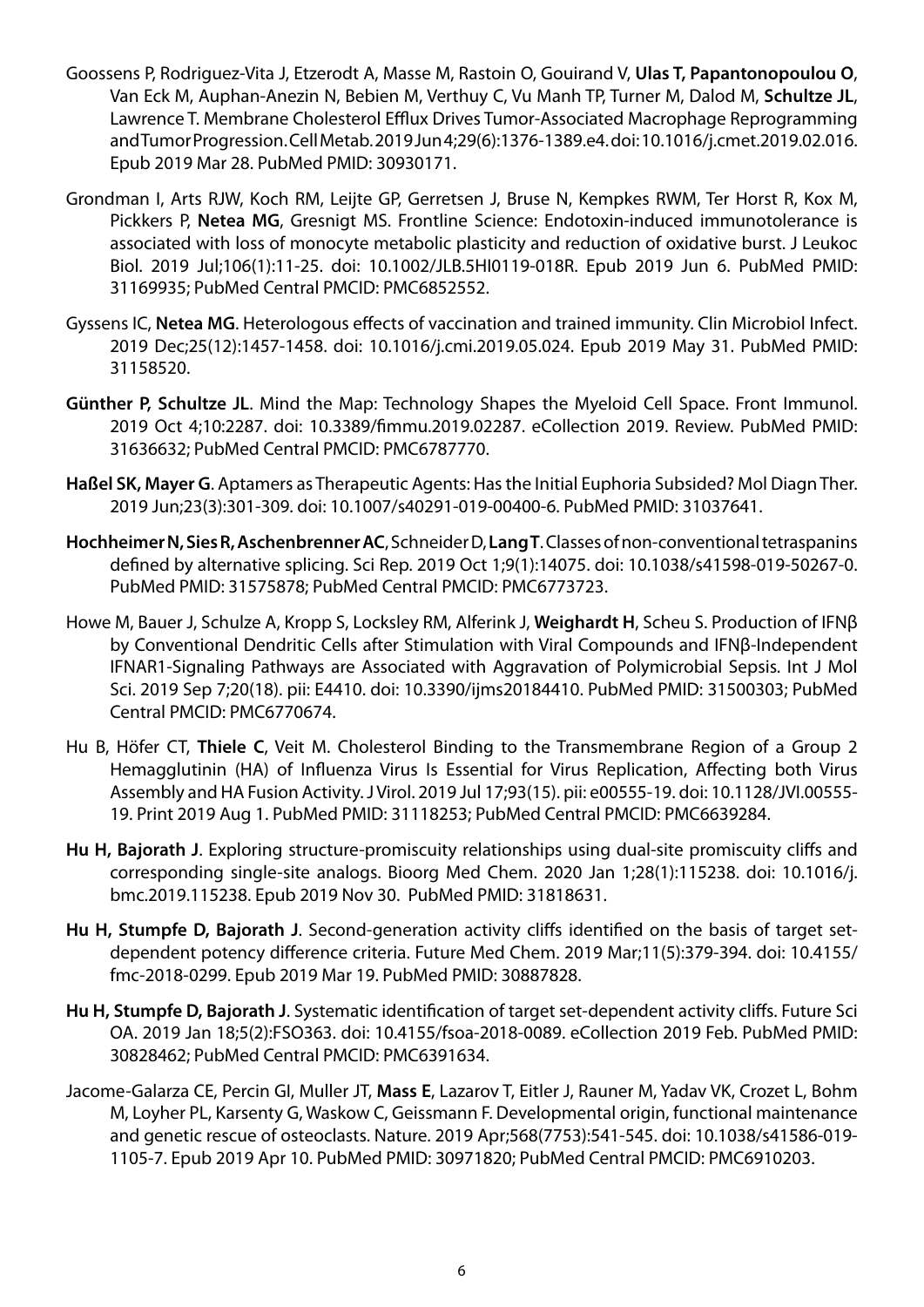Goossens P, Rodriguez-Vita J, Etzerodt A, Masse M, Rastoin O, Gouirand V, **Ulas T, Papantonopoulou O**, Van Eck M, Auphan-Anezin N, Bebien M, Verthuy C, Vu Manh TP, Turner M, Dalod M, **Schultze JL**, Lawrence T. Membrane Cholesterol Efflux Drives Tumor-Associated Macrophage Reprogramming and Tumor Progression. Cell Metab. 2019 Jun 4;29(6):1376-1389.e4. doi: 10.1016/j.cmet.2019.02.016. Epub 2019 Mar 28. PubMed PMID: 30930171.

Grondman I, Arts RJW, Koch RM, Leijte GP, Gerretsen J, Bruse N, Kempkes RWM, Ter Horst R, Kox M, Pickkers P, **Netea MG**, Gresnigt MS. Frontline Science: Endotoxin-induced immunotolerance is associated with loss of monocyte metabolic plasticity and reduction of oxidative burst. J Leukoc Biol. 2019 Jul;106(1):11-25. doi: 10.1002/JLB.5HI0119-018R. Epub 2019 Jun 6. PubMed PMID: 31169935; PubMed Central PMCID: PMC6852552.

Gyssens IC, **Netea MG**. Heterologous effects of vaccination and trained immunity. Clin Microbiol Infect. 2019 Dec;25(12):1457-1458. doi: 10.1016/j.cmi.2019.05.024. Epub 2019 May 31. PubMed PMID: 31158520.

**Günther P, Schultze JL**. Mind the Map: Technology Shapes the Myeloid Cell Space. Front Immunol. 2019 Oct 4;10:2287. doi: 10.3389/fimmu.2019.02287. eCollection 2019. Review. PubMed PMID: 31636632; PubMed Central PMCID: PMC6787770.

**Haßel SK, Mayer G**. Aptamers as Therapeutic Agents: Has the Initial Euphoria Subsided? Mol Diagn Ther. 2019 Jun;23(3):301-309. doi: 10.1007/s40291-019-00400-6. PubMed PMID: 31037641.

**Hochheimer N, Sies R, Aschenbrenner AC**, Schneider D, **Lang T**. Classes of non-conventional tetraspanins defined by alternative splicing. Sci Rep. 2019 Oct 1;9(1):14075. doi: 10.1038/s41598-019-50267-0. PubMed PMID: 31575878; PubMed Central PMCID: PMC6773723.

Howe M, Bauer J, Schulze A, Kropp S, Locksley RM, Alferink J, **Weighardt H**, Scheu S. Production of IFNβ by Conventional Dendritic Cells after Stimulation with Viral Compounds and IFNβ-Independent IFNAR1-Signaling Pathways are Associated with Aggravation of Polymicrobial Sepsis. Int J Mol Sci. 2019 Sep 7;20(18). pii: E4410. doi: 10.3390/ijms20184410. PubMed PMID: 31500303; PubMed Central PMCID: PMC6770674.

Hu B, Höfer CT, **Thiele C**, Veit M. Cholesterol Binding to the Transmembrane Region of a Group 2 Hemagglutinin (HA) of Influenza Virus Is Essential for Virus Replication, Affecting both Virus Assembly and HA Fusion Activity. J Virol. 2019 Jul 17;93(15). pii: e00555-19. doi: 10.1128/JVI.00555-19. Print 2019 Aug 1. PubMed PMID: 31118253; PubMed Central PMCID: PMC6639284.

**Hu H, Bajorath J**. Exploring structure-promiscuity relationships using dual-site promiscuity cliffs and corresponding single-site analogs. Bioorg Med Chem. 2020 Jan 1;28(1):115238. doi: 10.1016/j.bmc.2019.115238. Epub 2019 Nov 30. PubMed PMID: 31818631.

**Hu H, Stumpfe D, Bajorath J**. Second-generation activity cliffs identified on the basis of target set-dependent potency difference criteria. Future Med Chem. 2019 Mar;11(5):379-394. doi: 10.4155/fmc-2018-0299. Epub 2019 Mar 19. PubMed PMID: 30887828.

**Hu H, Stumpfe D, Bajorath J**. Systematic identification of target set-dependent activity cliffs. Future Sci OA. 2019 Jan 18;5(2):FSO363. doi: 10.4155/fsoa-2018-0089. eCollection 2019 Feb. PubMed PMID: 30828462; PubMed Central PMCID: PMC6391634.

Jacome-Galarza CE, Percin GI, Muller JT, **Mass E**, Lazarov T, Eitler J, Rauner M, Yadav VK, Crozet L, Bohm M, Loyher PL, Karsenty G, Waskow C, Geissmann F. Developmental origin, functional maintenance and genetic rescue of osteoclasts. Nature. 2019 Apr;568(7753):541-545. doi: 10.1038/s41586-019-1105-7. Epub 2019 Apr 10. PubMed PMID: 30971820; PubMed Central PMCID: PMC6910203.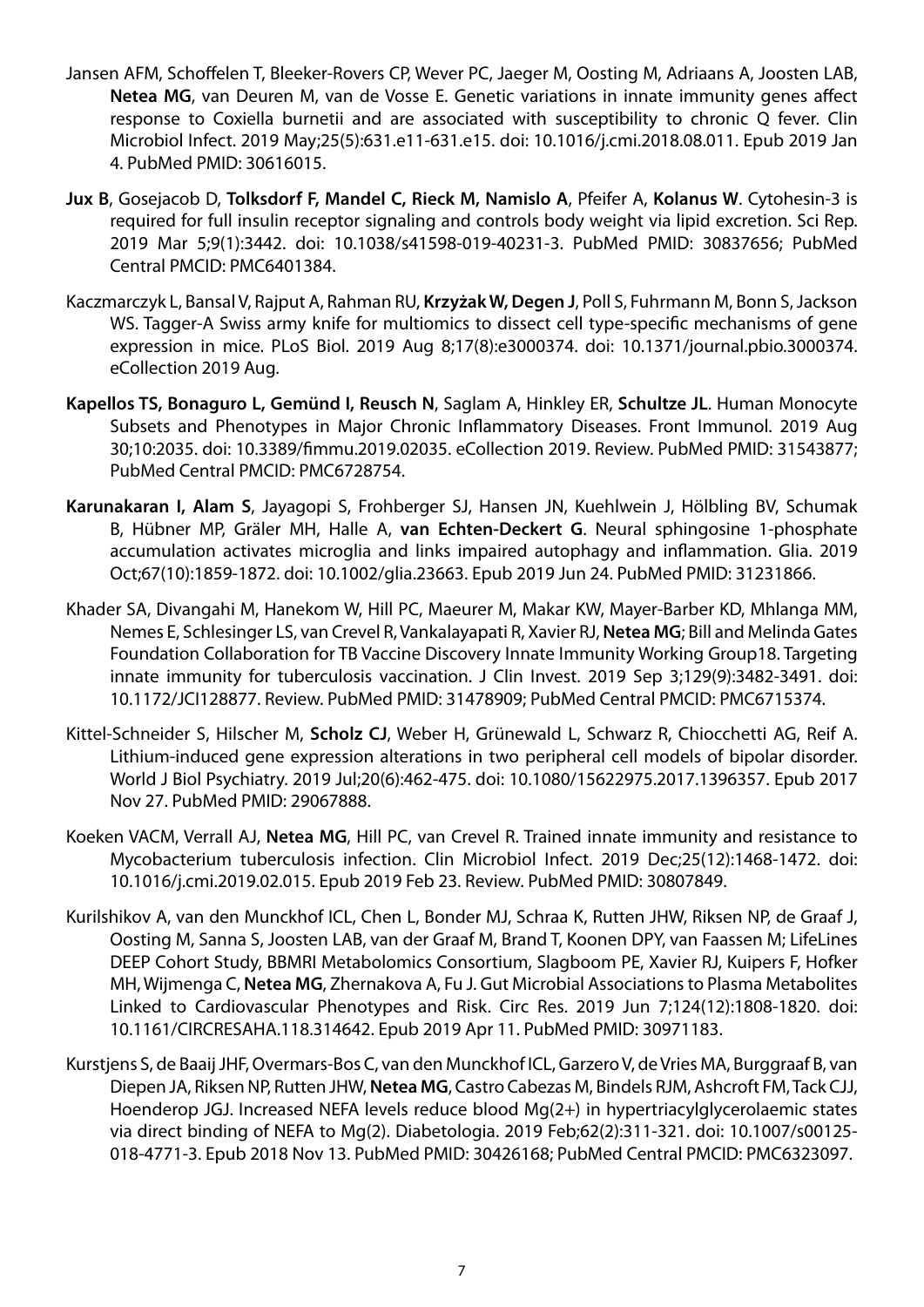Jansen AFM, Schoffelen T, Bleeker-Rovers CP, Wever PC, Jaeger M, Oosting M, Adriaans A, Joosten LAB, **Netea MG**, van Deuren M, van de Vosse E. Genetic variations in innate immunity genes affect response to Coxiella burnetii and are associated with susceptibility to chronic Q fever. Clin Microbiol Infect. 2019 May;25(5):631.e11-631.e15. doi: 10.1016/j.cmi.2018.08.011. Epub 2019 Jan 4. PubMed PMID: 30616015.

**Jux B**, Gosejacob D, **Tolksdorf F, Mandel C, Rieck M, Namislo A**, Pfeifer A, **Kolanus W**. Cytohesin-3 is required for full insulin receptor signaling and controls body weight via lipid excretion. Sci Rep. 2019 Mar 5;9(1):3442. doi: 10.1038/s41598-019-40231-3. PubMed PMID: 30837656; PubMed Central PMCID: PMC6401384.

Kaczmarczyk L, Bansal V, Rajput A, Rahman RU, **Krzyżak W, Degen J**, Poll S, Fuhrmann M, Bonn S, Jackson WS. Tagger-A Swiss army knife for multiomics to dissect cell type-specific mechanisms of gene expression in mice. PLoS Biol. 2019 Aug 8;17(8):e3000374. doi: 10.1371/journal.pbio.3000374. eCollection 2019 Aug.

**Kapellos TS, Bonaguro L, Gemünd I, Reusch N**, Saglam A, Hinkley ER, **Schultze JL**. Human Monocyte Subsets and Phenotypes in Major Chronic Inflammatory Diseases. Front Immunol. 2019 Aug 30;10:2035. doi: 10.3389/fimmu.2019.02035. eCollection 2019. Review. PubMed PMID: 31543877; PubMed Central PMCID: PMC6728754.

**Karunakaran I, Alam S**, Jayagopi S, Frohberger SJ, Hansen JN, Kuehlwein J, Hölbling BV, Schumak B, Hübner MP, Gräler MH, Halle A, **van Echten-Deckert G**. Neural sphingosine 1-phosphate accumulation activates microglia and links impaired autophagy and inflammation. Glia. 2019 Oct;67(10):1859-1872. doi: 10.1002/glia.23663. Epub 2019 Jun 24. PubMed PMID: 31231866.

Khader SA, Divangahi M, Hanekom W, Hill PC, Maeurer M, Makar KW, Mayer-Barber KD, Mhlanga MM, Nemes E, Schlesinger LS, van Crevel R, Vankalayapati R, Xavier RJ, **Netea MG**; Bill and Melinda Gates Foundation Collaboration for TB Vaccine Discovery Innate Immunity Working Group18. Targeting innate immunity for tuberculosis vaccination. J Clin Invest. 2019 Sep 3;129(9):3482-3491. doi: 10.1172/JCI128877. Review. PubMed PMID: 31478909; PubMed Central PMCID: PMC6715374.

Kittel-Schneider S, Hilscher M, **Scholz CJ**, Weber H, Grünewald L, Schwarz R, Chiocchetti AG, Reif A. Lithium-induced gene expression alterations in two peripheral cell models of bipolar disorder. World J Biol Psychiatry. 2019 Jul;20(6):462-475. doi: 10.1080/15622975.2017.1396357. Epub 2017 Nov 27. PubMed PMID: 29067888.

Koeken VACM, Verrall AJ, **Netea MG**, Hill PC, van Crevel R. Trained innate immunity and resistance to Mycobacterium tuberculosis infection. Clin Microbiol Infect. 2019 Dec;25(12):1468-1472. doi: 10.1016/j.cmi.2019.02.015. Epub 2019 Feb 23. Review. PubMed PMID: 30807849.

Kurilshikov A, van den Munckhof ICL, Chen L, Bonder MJ, Schraa K, Rutten JHW, Riksen NP, de Graaf J, Oosting M, Sanna S, Joosten LAB, van der Graaf M, Brand T, Koonen DPY, van Faassen M; LifeLines DEEP Cohort Study, BBMRI Metabolomics Consortium, Slagboom PE, Xavier RJ, Kuipers F, Hofker MH, Wijmenga C, **Netea MG**, Zhernakova A, Fu J. Gut Microbial Associations to Plasma Metabolites Linked to Cardiovascular Phenotypes and Risk. Circ Res. 2019 Jun 7;124(12):1808-1820. doi: 10.1161/CIRCRESAHA.118.314642. Epub 2019 Apr 11. PubMed PMID: 30971183.

Kurstjens S, de Baaij JHF, Overmars-Bos C, van den Munckhof ICL, Garzero V, de Vries MA, Burggraaf B, van Diepen JA, Riksen NP, Rutten JHW, **Netea MG**, Castro Cabezas M, Bindels RJM, Ashcroft FM, Tack CJJ, Hoenderop JGJ. Increased NEFA levels reduce blood Mg(2+) in hypertriacylglycerolaemic states via direct binding of NEFA to Mg(2). Diabetologia. 2019 Feb;62(2):311-321. doi: 10.1007/s00125-018-4771-3. Epub 2018 Nov 13. PubMed PMID: 30426168; PubMed Central PMCID: PMC6323097.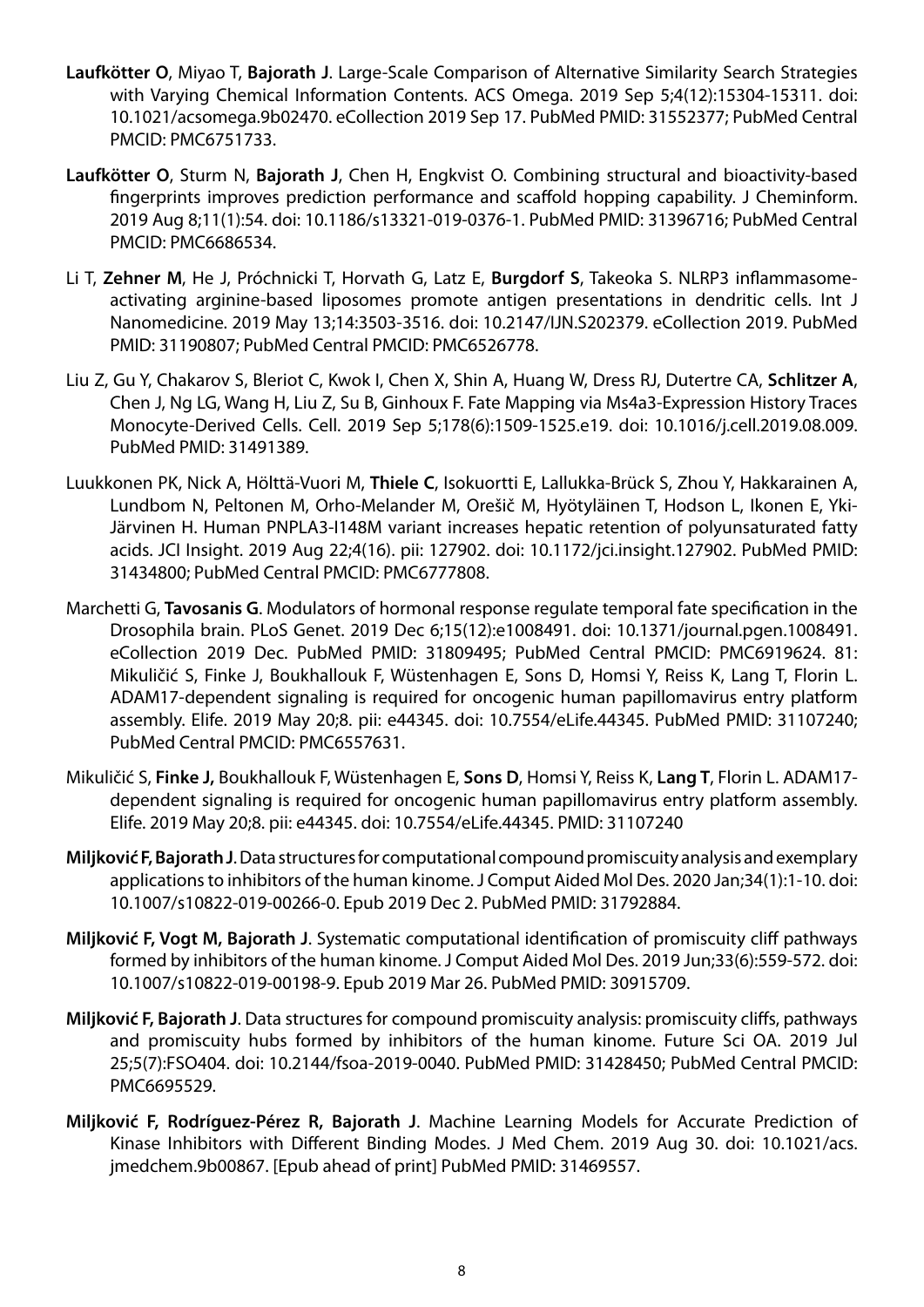**Laufkötter O**, Miyao T, **Bajorath J**. Large-Scale Comparison of Alternative Similarity Search Strategies with Varying Chemical Information Contents. ACS Omega. 2019 Sep 5;4(12):15304-15311. doi: 10.1021/acsomega.9b02470. eCollection 2019 Sep 17. PubMed PMID: 31552377; PubMed Central PMCID: PMC6751733.

**Laufkötter O**, Sturm N, **Bajorath J**, Chen H, Engkvist O. Combining structural and bioactivity-based fingerprints improves prediction performance and scaffold hopping capability. J Cheminform. 2019 Aug 8;11(1):54. doi: 10.1186/s13321-019-0376-1. PubMed PMID: 31396716; PubMed Central PMCID: PMC6686534.

Li T, **Zehner M**, He J, Próchnicki T, Horvath G, Latz E, **Burgdorf S**, Takeoka S. NLRP3 inflammasome-activating arginine-based liposomes promote antigen presentations in dendritic cells. Int J Nanomedicine. 2019 May 13;14:3503-3516. doi: 10.2147/IJN.S202379. eCollection 2019. PubMed PMID: 31190807; PubMed Central PMCID: PMC6526778.

Liu Z, Gu Y, Chakarov S, Bleriot C, Kwok I, Chen X, Shin A, Huang W, Dress RJ, Dutertre CA, **Schlitzer A**, Chen J, Ng LG, Wang H, Liu Z, Su B, Ginhoux F. Fate Mapping via Ms4a3-Expression History Traces Monocyte-Derived Cells. Cell. 2019 Sep 5;178(6):1509-1525.e19. doi: 10.1016/j.cell.2019.08.009. PubMed PMID: 31491389.

Luukkonen PK, Nick A, Hölttä-Vuori M, **Thiele C**, Isokuortti E, Lallukka-Brück S, Zhou Y, Hakkarainen A, Lundbom N, Peltonen M, Orho-Melander M, Orešič M, Hyötyläinen T, Hodson L, Ikonen E, Yki-Järvinen H. Human PNPLA3-I148M variant increases hepatic retention of polyunsaturated fatty acids. JCI Insight. 2019 Aug 22;4(16). pii: 127902. doi: 10.1172/jci.insight.127902. PubMed PMID: 31434800; PubMed Central PMCID: PMC6777808.

Marchetti G, **Tavosanis G**. Modulators of hormonal response regulate temporal fate specification in the Drosophila brain. PLoS Genet. 2019 Dec 6;15(12):e1008491. doi: 10.1371/journal.pgen.1008491. eCollection 2019 Dec. PubMed PMID: 31809495; PubMed Central PMCID: PMC6919624. 81: Mikuličić S, Finke J, Boukhallouk F, Wüstenhagen E, Sons D, Homsi Y, Reiss K, Lang T, Florin L. ADAM17-dependent signaling is required for oncogenic human papillomavirus entry platform assembly. Elife. 2019 May 20;8. pii: e44345. doi: 10.7554/eLife.44345. PubMed PMID: 31107240; PubMed Central PMCID: PMC6557631.

Mikuličić S, **Finke J,** Boukhallouk F, Wüstenhagen E, **Sons D**, Homsi Y, Reiss K, **Lang T**, Florin L. ADAM17-dependent signaling is required for oncogenic human papillomavirus entry platform assembly. Elife. 2019 May 20;8. pii: e44345. doi: 10.7554/eLife.44345. PMID: 31107240

**Miljković F, Bajorath J**. Data structures for computational compound promiscuity analysis and exemplary applications to inhibitors of the human kinome. J Comput Aided Mol Des. 2020 Jan;34(1):1-10. doi: 10.1007/s10822-019-00266-0. Epub 2019 Dec 2. PubMed PMID: 31792884.

**Miljković F, Vogt M, Bajorath J**. Systematic computational identification of promiscuity cliff pathways formed by inhibitors of the human kinome. J Comput Aided Mol Des. 2019 Jun;33(6):559-572. doi: 10.1007/s10822-019-00198-9. Epub 2019 Mar 26. PubMed PMID: 30915709.

**Miljković F, Bajorath J**. Data structures for compound promiscuity analysis: promiscuity cliffs, pathways and promiscuity hubs formed by inhibitors of the human kinome. Future Sci OA. 2019 Jul 25;5(7):FSO404. doi: 10.2144/fsoa-2019-0040. PubMed PMID: 31428450; PubMed Central PMCID: PMC6695529.

**Miljković F, Rodríguez-Pérez R, Bajorath J**. Machine Learning Models for Accurate Prediction of Kinase Inhibitors with Different Binding Modes. J Med Chem. 2019 Aug 30. doi: 10.1021/acs.jmedchem.9b00867. [Epub ahead of print] PubMed PMID: 31469557.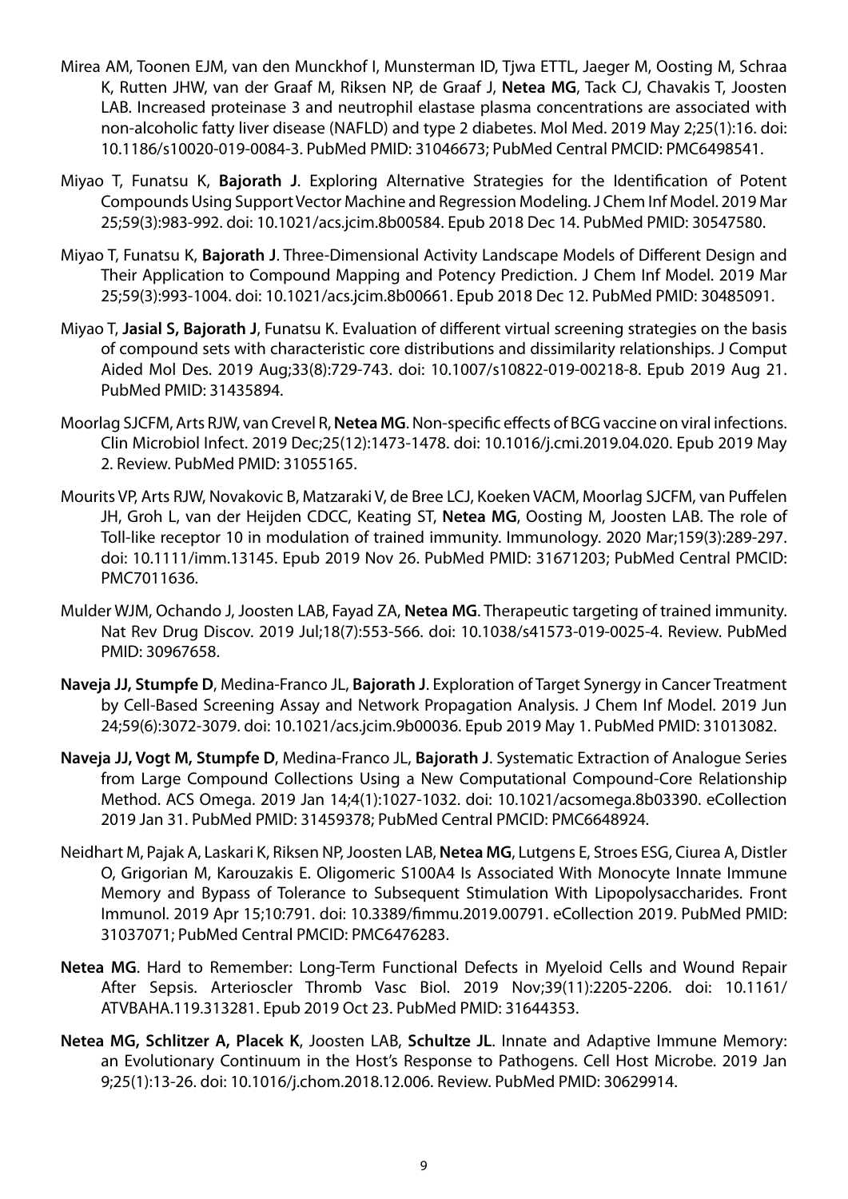Mirea AM, Toonen EJM, van den Munckhof I, Munsterman ID, Tjwa ETTL, Jaeger M, Oosting M, Schraa K, Rutten JHW, van der Graaf M, Riksen NP, de Graaf J, **Netea MG**, Tack CJ, Chavakis T, Joosten LAB. Increased proteinase 3 and neutrophil elastase plasma concentrations are associated with non-alcoholic fatty liver disease (NAFLD) and type 2 diabetes. Mol Med. 2019 May 2;25(1):16. doi: 10.1186/s10020-019-0084-3. PubMed PMID: 31046673; PubMed Central PMCID: PMC6498541.

Miyao T, Funatsu K, **Bajorath J**. Exploring Alternative Strategies for the Identification of Potent Compounds Using Support Vector Machine and Regression Modeling. J Chem Inf Model. 2019 Mar 25;59(3):983-992. doi: 10.1021/acs.jcim.8b00584. Epub 2018 Dec 14. PubMed PMID: 30547580.

Miyao T, Funatsu K, **Bajorath J**. Three-Dimensional Activity Landscape Models of Different Design and Their Application to Compound Mapping and Potency Prediction. J Chem Inf Model. 2019 Mar 25;59(3):993-1004. doi: 10.1021/acs.jcim.8b00661. Epub 2018 Dec 12. PubMed PMID: 30485091.

Miyao T, **Jasial S, Bajorath J**, Funatsu K. Evaluation of different virtual screening strategies on the basis of compound sets with characteristic core distributions and dissimilarity relationships. J Comput Aided Mol Des. 2019 Aug;33(8):729-743. doi: 10.1007/s10822-019-00218-8. Epub 2019 Aug 21. PubMed PMID: 31435894.

Moorlag SJCFM, Arts RJW, van Crevel R, **Netea MG**. Non-specific effects of BCG vaccine on viral infections. Clin Microbiol Infect. 2019 Dec;25(12):1473-1478. doi: 10.1016/j.cmi.2019.04.020. Epub 2019 May 2. Review. PubMed PMID: 31055165.

Mourits VP, Arts RJW, Novakovic B, Matzaraki V, de Bree LCJ, Koeken VACM, Moorlag SJCFM, van Puffelen JH, Groh L, van der Heijden CDCC, Keating ST, **Netea MG**, Oosting M, Joosten LAB. The role of Toll-like receptor 10 in modulation of trained immunity. Immunology. 2020 Mar;159(3):289-297. doi: 10.1111/imm.13145. Epub 2019 Nov 26. PubMed PMID: 31671203; PubMed Central PMCID: PMC7011636.

Mulder WJM, Ochando J, Joosten LAB, Fayad ZA, **Netea MG**. Therapeutic targeting of trained immunity. Nat Rev Drug Discov. 2019 Jul;18(7):553-566. doi: 10.1038/s41573-019-0025-4. Review. PubMed PMID: 30967658.

**Naveja JJ, Stumpfe D**, Medina-Franco JL, **Bajorath J**. Exploration of Target Synergy in Cancer Treatment by Cell-Based Screening Assay and Network Propagation Analysis. J Chem Inf Model. 2019 Jun 24;59(6):3072-3079. doi: 10.1021/acs.jcim.9b00036. Epub 2019 May 1. PubMed PMID: 31013082.

**Naveja JJ, Vogt M, Stumpfe D**, Medina-Franco JL, **Bajorath J**. Systematic Extraction of Analogue Series from Large Compound Collections Using a New Computational Compound-Core Relationship Method. ACS Omega. 2019 Jan 14;4(1):1027-1032. doi: 10.1021/acsomega.8b03390. eCollection 2019 Jan 31. PubMed PMID: 31459378; PubMed Central PMCID: PMC6648924.

Neidhart M, Pajak A, Laskari K, Riksen NP, Joosten LAB, **Netea MG**, Lutgens E, Stroes ESG, Ciurea A, Distler O, Grigorian M, Karouzakis E. Oligomeric S100A4 Is Associated With Monocyte Innate Immune Memory and Bypass of Tolerance to Subsequent Stimulation With Lipopolysaccharides. Front Immunol. 2019 Apr 15;10:791. doi: 10.3389/fimmu.2019.00791. eCollection 2019. PubMed PMID: 31037071; PubMed Central PMCID: PMC6476283.

**Netea MG**. Hard to Remember: Long-Term Functional Defects in Myeloid Cells and Wound Repair After Sepsis. Arterioscler Thromb Vasc Biol. 2019 Nov;39(11):2205-2206. doi: 10.1161/ATVBAHA.119.313281. Epub 2019 Oct 23. PubMed PMID: 31644353.

**Netea MG, Schlitzer A, Placek K**, Joosten LAB, **Schultze JL**. Innate and Adaptive Immune Memory: an Evolutionary Continuum in the Host's Response to Pathogens. Cell Host Microbe. 2019 Jan 9;25(1):13-26. doi: 10.1016/j.chom.2018.12.006. Review. PubMed PMID: 30629914.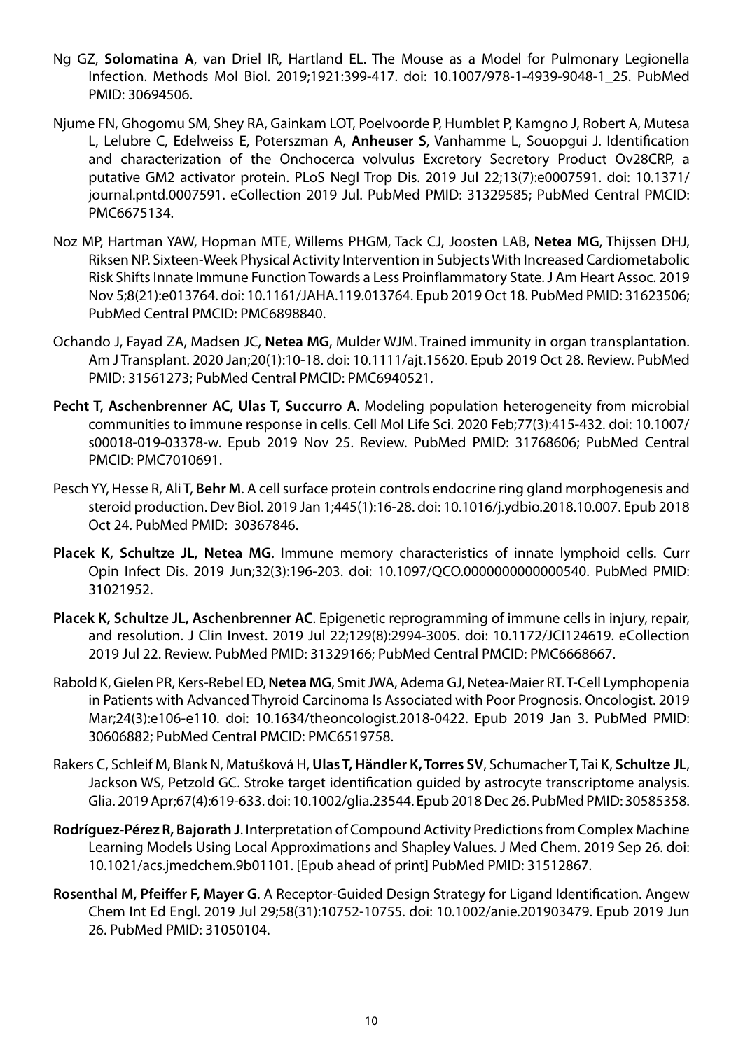Ng GZ, **Solomatina A**, van Driel IR, Hartland EL. The Mouse as a Model for Pulmonary Legionella Infection. Methods Mol Biol. 2019;1921:399-417. doi: 10.1007/978-1-4939-9048-1_25. PubMed PMID: 30694506.

Njume FN, Ghogomu SM, Shey RA, Gainkam LOT, Poelvoorde P, Humblet P, Kamgno J, Robert A, Mutesa L, Lelubre C, Edelweiss E, Poterszman A, **Anheuser S**, Vanhamme L, Souopgui J. Identification and characterization of the Onchocerca volvulus Excretory Secretory Product Ov28CRP, a putative GM2 activator protein. PLoS Negl Trop Dis. 2019 Jul 22;13(7):e0007591. doi: 10.1371/journal.pntd.0007591. eCollection 2019 Jul. PubMed PMID: 31329585; PubMed Central PMCID: PMC6675134.

Noz MP, Hartman YAW, Hopman MTE, Willems PHGM, Tack CJ, Joosten LAB, **Netea MG**, Thijssen DHJ, Riksen NP. Sixteen-Week Physical Activity Intervention in Subjects With Increased Cardiometabolic Risk Shifts Innate Immune Function Towards a Less Proinflammatory State. J Am Heart Assoc. 2019 Nov 5;8(21):e013764. doi: 10.1161/JAHA.119.013764. Epub 2019 Oct 18. PubMed PMID: 31623506; PubMed Central PMCID: PMC6898840.

Ochando J, Fayad ZA, Madsen JC, **Netea MG**, Mulder WJM. Trained immunity in organ transplantation. Am J Transplant. 2020 Jan;20(1):10-18. doi: 10.1111/ajt.15620. Epub 2019 Oct 28. Review. PubMed PMID: 31561273; PubMed Central PMCID: PMC6940521.

**Pecht T, Aschenbrenner AC, Ulas T, Succurro A**. Modeling population heterogeneity from microbial communities to immune response in cells. Cell Mol Life Sci. 2020 Feb;77(3):415-432. doi: 10.1007/s00018-019-03378-w. Epub 2019 Nov 25. Review. PubMed PMID: 31768606; PubMed Central PMCID: PMC7010691.

Pesch YY, Hesse R, Ali T, **Behr M**. A cell surface protein controls endocrine ring gland morphogenesis and steroid production. Dev Biol. 2019 Jan 1;445(1):16-28. doi: 10.1016/j.ydbio.2018.10.007. Epub 2018 Oct 24. PubMed PMID: 30367846.

**Placek K, Schultze JL, Netea MG**. Immune memory characteristics of innate lymphoid cells. Curr Opin Infect Dis. 2019 Jun;32(3):196-203. doi: 10.1097/QCO.0000000000000540. PubMed PMID: 31021952.

**Placek K, Schultze JL, Aschenbrenner AC**. Epigenetic reprogramming of immune cells in injury, repair, and resolution. J Clin Invest. 2019 Jul 22;129(8):2994-3005. doi: 10.1172/JCI124619. eCollection 2019 Jul 22. Review. PubMed PMID: 31329166; PubMed Central PMCID: PMC6668667.

Rabold K, Gielen PR, Kers-Rebel ED, **Netea MG**, Smit JWA, Adema GJ, Netea-Maier RT. T-Cell Lymphopenia in Patients with Advanced Thyroid Carcinoma Is Associated with Poor Prognosis. Oncologist. 2019 Mar;24(3):e106-e110. doi: 10.1634/theoncologist.2018-0422. Epub 2019 Jan 3. PubMed PMID: 30606882; PubMed Central PMCID: PMC6519758.

Rakers C, Schleif M, Blank N, Matušková H, **Ulas T, Händler K, Torres SV**, Schumacher T, Tai K, **Schultze JL**, Jackson WS, Petzold GC. Stroke target identification guided by astrocyte transcriptome analysis. Glia. 2019 Apr;67(4):619-633. doi: 10.1002/glia.23544. Epub 2018 Dec 26. PubMed PMID: 30585358.

**Rodríguez-Pérez R, Bajorath J**. Interpretation of Compound Activity Predictions from Complex Machine Learning Models Using Local Approximations and Shapley Values. J Med Chem. 2019 Sep 26. doi: 10.1021/acs.jmedchem.9b01101. [Epub ahead of print] PubMed PMID: 31512867.

**Rosenthal M, Pfeiffer F, Mayer G**. A Receptor-Guided Design Strategy for Ligand Identification. Angew Chem Int Ed Engl. 2019 Jul 29;58(31):10752-10755. doi: 10.1002/anie.201903479. Epub 2019 Jun 26. PubMed PMID: 31050104.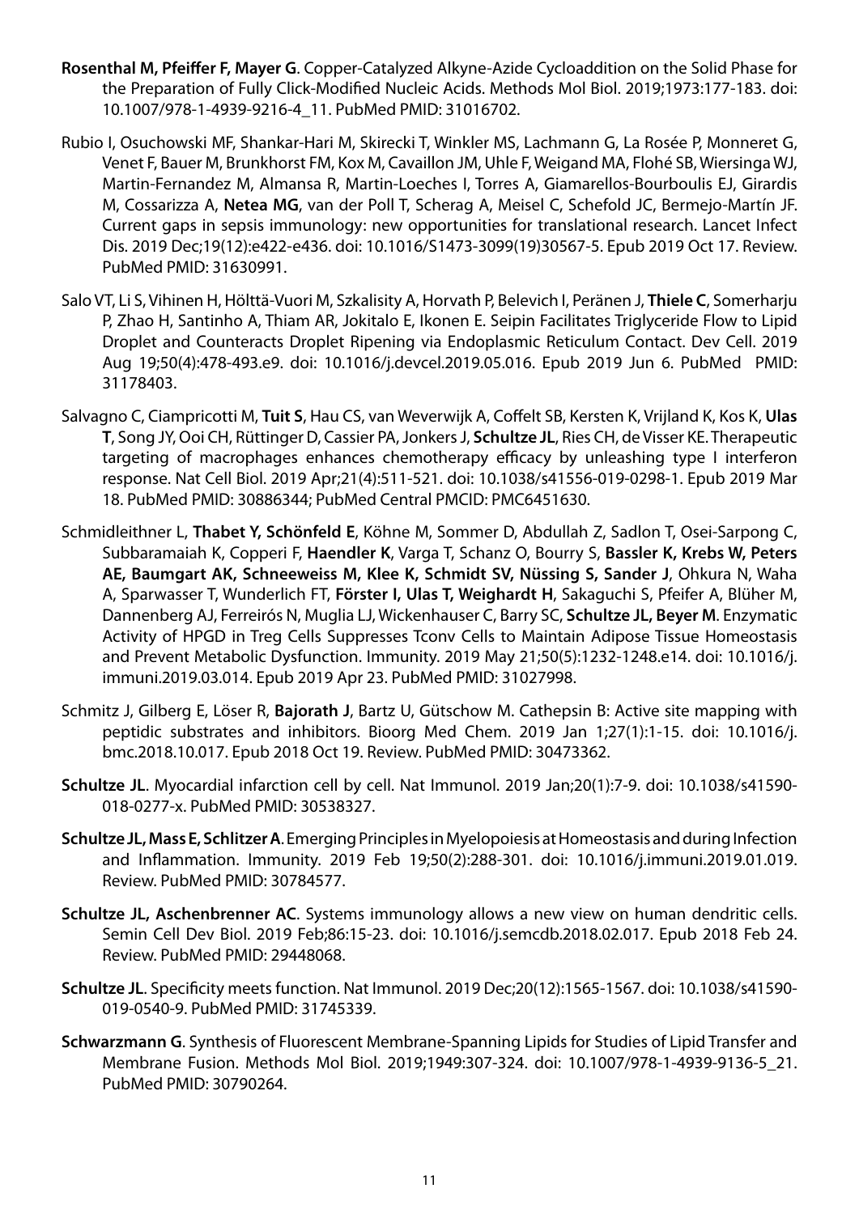**Rosenthal M, Pfeiffer F, Mayer G**. Copper-Catalyzed Alkyne-Azide Cycloaddition on the Solid Phase for the Preparation of Fully Click-Modified Nucleic Acids. Methods Mol Biol. 2019;1973:177-183. doi: 10.1007/978-1-4939-9216-4_11. PubMed PMID: 31016702.

Rubio I, Osuchowski MF, Shankar-Hari M, Skirecki T, Winkler MS, Lachmann G, La Rosée P, Monneret G, Venet F, Bauer M, Brunkhorst FM, Kox M, Cavaillon JM, Uhle F, Weigand MA, Flohé SB, Wiersinga WJ, Martin-Fernandez M, Almansa R, Martin-Loeches I, Torres A, Giamarellos-Bourboulis EJ, Girardis M, Cossarizza A, **Netea MG**, van der Poll T, Scherag A, Meisel C, Schefold JC, Bermejo-Martín JF. Current gaps in sepsis immunology: new opportunities for translational research. Lancet Infect Dis. 2019 Dec;19(12):e422-e436. doi: 10.1016/S1473-3099(19)30567-5. Epub 2019 Oct 17. Review. PubMed PMID: 31630991.

Salo VT, Li S, Vihinen H, Hölttä-Vuori M, Szkalisity A, Horvath P, Belevich I, Peränen J, **Thiele C**, Somerharju P, Zhao H, Santinho A, Thiam AR, Jokitalo E, Ikonen E. Seipin Facilitates Triglyceride Flow to Lipid Droplet and Counteracts Droplet Ripening via Endoplasmic Reticulum Contact. Dev Cell. 2019 Aug 19;50(4):478-493.e9. doi: 10.1016/j.devcel.2019.05.016. Epub 2019 Jun 6. PubMed PMID: 31178403.

Salvagno C, Ciampricotti M, **Tuit S**, Hau CS, van Weverwijk A, Coffelt SB, Kersten K, Vrijland K, Kos K, **Ulas T**, Song JY, Ooi CH, Rüttinger D, Cassier PA, Jonkers J, **Schultze JL**, Ries CH, de Visser KE. Therapeutic targeting of macrophages enhances chemotherapy efficacy by unleashing type I interferon response. Nat Cell Biol. 2019 Apr;21(4):511-521. doi: 10.1038/s41556-019-0298-1. Epub 2019 Mar 18. PubMed PMID: 30886344; PubMed Central PMCID: PMC6451630.

Schmidleithner L, **Thabet Y, Schönfeld E**, Köhne M, Sommer D, Abdullah Z, Sadlon T, Osei-Sarpong C, Subbaramaiah K, Copperi F, **Haendler K**, Varga T, Schanz O, Bourry S, **Bassler K, Krebs W, Peters AE, Baumgart AK, Schneeweiss M, Klee K, Schmidt SV, Nüssing S, Sander J**, Ohkura N, Waha A, Sparwasser T, Wunderlich FT, **Förster I, Ulas T, Weighardt H**, Sakaguchi S, Pfeifer A, Blüher M, Dannenberg AJ, Ferreirós N, Muglia LJ, Wickenhauser C, Barry SC, **Schultze JL, Beyer M**. Enzymatic Activity of HPGD in Treg Cells Suppresses Tconv Cells to Maintain Adipose Tissue Homeostasis and Prevent Metabolic Dysfunction. Immunity. 2019 May 21;50(5):1232-1248.e14. doi: 10.1016/j.immuni.2019.03.014. Epub 2019 Apr 23. PubMed PMID: 31027998.

Schmitz J, Gilberg E, Löser R, **Bajorath J**, Bartz U, Gütschow M. Cathepsin B: Active site mapping with peptidic substrates and inhibitors. Bioorg Med Chem. 2019 Jan 1;27(1):1-15. doi: 10.1016/j.bmc.2018.10.017. Epub 2018 Oct 19. Review. PubMed PMID: 30473362.

**Schultze JL**. Myocardial infarction cell by cell. Nat Immunol. 2019 Jan;20(1):7-9. doi: 10.1038/s41590-018-0277-x. PubMed PMID: 30538327.

**Schultze JL, Mass E, Schlitzer A**. Emerging Principles in Myelopoiesis at Homeostasis and during Infection and Inflammation. Immunity. 2019 Feb 19;50(2):288-301. doi: 10.1016/j.immuni.2019.01.019. Review. PubMed PMID: 30784577.

**Schultze JL, Aschenbrenner AC**. Systems immunology allows a new view on human dendritic cells. Semin Cell Dev Biol. 2019 Feb;86:15-23. doi: 10.1016/j.semcdb.2018.02.017. Epub 2018 Feb 24. Review. PubMed PMID: 29448068.

**Schultze JL**. Specificity meets function. Nat Immunol. 2019 Dec;20(12):1565-1567. doi: 10.1038/s41590-019-0540-9. PubMed PMID: 31745339.

**Schwarzmann G**. Synthesis of Fluorescent Membrane-Spanning Lipids for Studies of Lipid Transfer and Membrane Fusion. Methods Mol Biol. 2019;1949:307-324. doi: 10.1007/978-1-4939-9136-5_21. PubMed PMID: 30790264.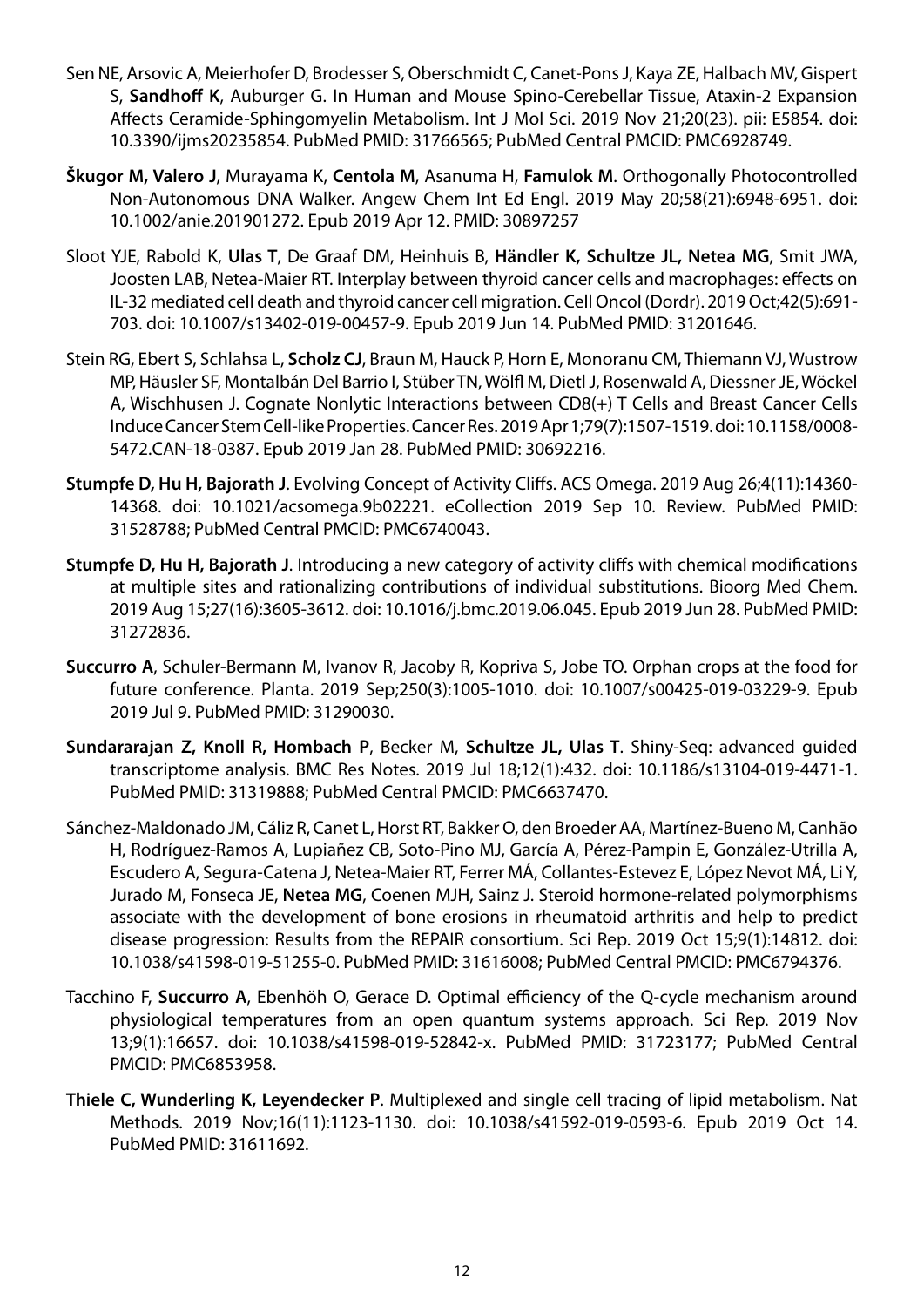Sen NE, Arsovic A, Meierhofer D, Brodesser S, Oberschmidt C, Canet-Pons J, Kaya ZE, Halbach MV, Gispert S, **Sandhoff K**, Auburger G. In Human and Mouse Spino-Cerebellar Tissue, Ataxin-2 Expansion Affects Ceramide-Sphingomyelin Metabolism. Int J Mol Sci. 2019 Nov 21;20(23). pii: E5854. doi: 10.3390/ijms20235854. PubMed PMID: 31766565; PubMed Central PMCID: PMC6928749.

**Škugor M, Valero J**, Murayama K, **Centola M**, Asanuma H, **Famulok M**. Orthogonally Photocontrolled Non-Autonomous DNA Walker. Angew Chem Int Ed Engl. 2019 May 20;58(21):6948-6951. doi: 10.1002/anie.201901272. Epub 2019 Apr 12. PMID: 30897257

Sloot YJE, Rabold K, **Ulas T**, De Graaf DM, Heinhuis B, **Händler K, Schultze JL, Netea MG**, Smit JWA, Joosten LAB, Netea-Maier RT. Interplay between thyroid cancer cells and macrophages: effects on IL-32 mediated cell death and thyroid cancer cell migration. Cell Oncol (Dordr). 2019 Oct;42(5):691-703. doi: 10.1007/s13402-019-00457-9. Epub 2019 Jun 14. PubMed PMID: 31201646.

Stein RG, Ebert S, Schlahsa L, **Scholz CJ**, Braun M, Hauck P, Horn E, Monoranu CM, Thiemann VJ, Wustrow MP, Häusler SF, Montalbán Del Barrio I, Stüber TN, Wölfl M, Dietl J, Rosenwald A, Diessner JE, Wöckel A, Wischhusen J. Cognate Nonlytic Interactions between CD8(+) T Cells and Breast Cancer Cells Induce Cancer Stem Cell-like Properties. Cancer Res. 2019 Apr 1;79(7):1507-1519. doi: 10.1158/0008-5472.CAN-18-0387. Epub 2019 Jan 28. PubMed PMID: 30692216.

**Stumpfe D, Hu H, Bajorath J**. Evolving Concept of Activity Cliffs. ACS Omega. 2019 Aug 26;4(11):14360-14368. doi: 10.1021/acsomega.9b02221. eCollection 2019 Sep 10. Review. PubMed PMID: 31528788; PubMed Central PMCID: PMC6740043.

**Stumpfe D, Hu H, Bajorath J**. Introducing a new category of activity cliffs with chemical modifications at multiple sites and rationalizing contributions of individual substitutions. Bioorg Med Chem. 2019 Aug 15;27(16):3605-3612. doi: 10.1016/j.bmc.2019.06.045. Epub 2019 Jun 28. PubMed PMID: 31272836.

**Succurro A**, Schuler-Bermann M, Ivanov R, Jacoby R, Kopriva S, Jobe TO. Orphan crops at the food for future conference. Planta. 2019 Sep;250(3):1005-1010. doi: 10.1007/s00425-019-03229-9. Epub 2019 Jul 9. PubMed PMID: 31290030.

**Sundararajan Z, Knoll R, Hombach P**, Becker M, **Schultze JL, Ulas T**. Shiny-Seq: advanced guided transcriptome analysis. BMC Res Notes. 2019 Jul 18;12(1):432. doi: 10.1186/s13104-019-4471-1. PubMed PMID: 31319888; PubMed Central PMCID: PMC6637470.

Sánchez-Maldonado JM, Cáliz R, Canet L, Horst RT, Bakker O, den Broeder AA, Martínez-Bueno M, Canhão H, Rodríguez-Ramos A, Lupiañez CB, Soto-Pino MJ, García A, Pérez-Pampin E, González-Utrilla A, Escudero A, Segura-Catena J, Netea-Maier RT, Ferrer MÁ, Collantes-Estevez E, López Nevot MÁ, Li Y, Jurado M, Fonseca JE, **Netea MG**, Coenen MJH, Sainz J. Steroid hormone-related polymorphisms associate with the development of bone erosions in rheumatoid arthritis and help to predict disease progression: Results from the REPAIR consortium. Sci Rep. 2019 Oct 15;9(1):14812. doi: 10.1038/s41598-019-51255-0. PubMed PMID: 31616008; PubMed Central PMCID: PMC6794376.

Tacchino F, **Succurro A**, Ebenhöh O, Gerace D. Optimal efficiency of the Q-cycle mechanism around physiological temperatures from an open quantum systems approach. Sci Rep. 2019 Nov 13;9(1):16657. doi: 10.1038/s41598-019-52842-x. PubMed PMID: 31723177; PubMed Central PMCID: PMC6853958.

**Thiele C, Wunderling K, Leyendecker P**. Multiplexed and single cell tracing of lipid metabolism. Nat Methods. 2019 Nov;16(11):1123-1130. doi: 10.1038/s41592-019-0593-6. Epub 2019 Oct 14. PubMed PMID: 31611692.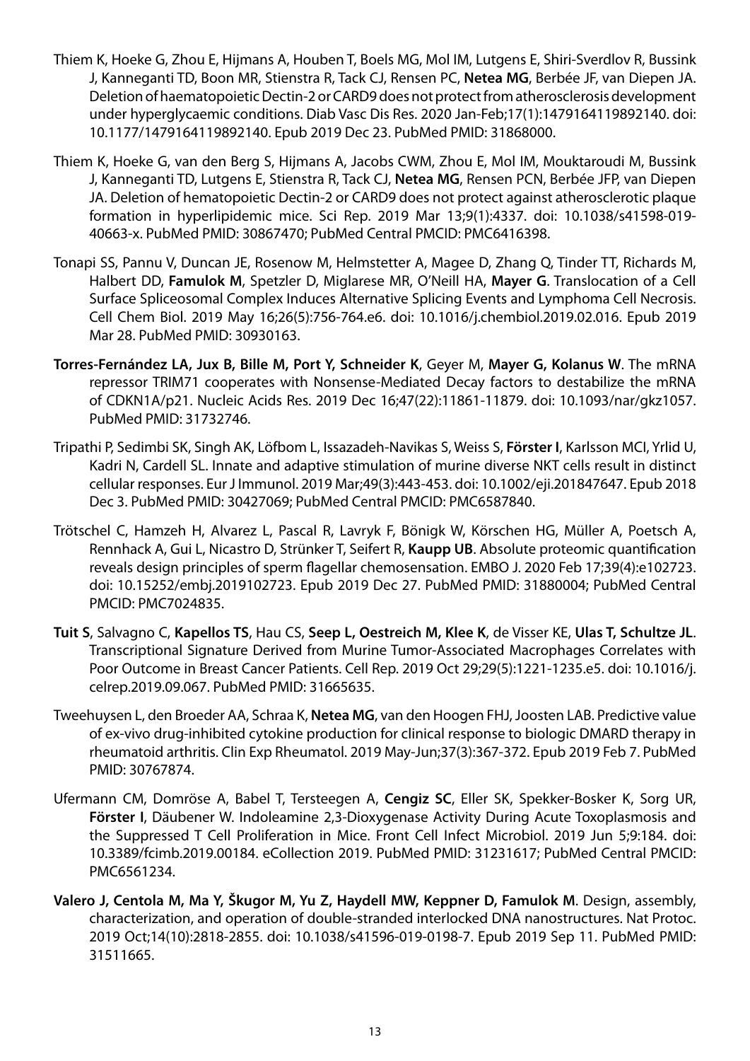Thiem K, Hoeke G, Zhou E, Hijmans A, Houben T, Boels MG, Mol IM, Lutgens E, Shiri-Sverdlov R, Bussink J, Kanneganti TD, Boon MR, Stienstra R, Tack CJ, Rensen PC, **Netea MG**, Berbée JF, van Diepen JA. Deletion of haematopoietic Dectin-2 or CARD9 does not protect from atherosclerosis development under hyperglycaemic conditions. Diab Vasc Dis Res. 2020 Jan-Feb;17(1):1479164119892140. doi: 10.1177/1479164119892140. Epub 2019 Dec 23. PubMed PMID: 31868000.

Thiem K, Hoeke G, van den Berg S, Hijmans A, Jacobs CWM, Zhou E, Mol IM, Mouktaroudi M, Bussink J, Kanneganti TD, Lutgens E, Stienstra R, Tack CJ, **Netea MG**, Rensen PCN, Berbée JFP, van Diepen JA. Deletion of hematopoietic Dectin-2 or CARD9 does not protect against atherosclerotic plaque formation in hyperlipidemic mice. Sci Rep. 2019 Mar 13;9(1):4337. doi: 10.1038/s41598-019-40663-x. PubMed PMID: 30867470; PubMed Central PMCID: PMC6416398.

Tonapi SS, Pannu V, Duncan JE, Rosenow M, Helmstetter A, Magee D, Zhang Q, Tinder TT, Richards M, Halbert DD, **Famulok M**, Spetzler D, Miglarese MR, O'Neill HA, **Mayer G**. Translocation of a Cell Surface Spliceosomal Complex Induces Alternative Splicing Events and Lymphoma Cell Necrosis. Cell Chem Biol. 2019 May 16;26(5):756-764.e6. doi: 10.1016/j.chembiol.2019.02.016. Epub 2019 Mar 28. PubMed PMID: 30930163.

**Torres-Fernández LA, Jux B, Bille M, Port Y, Schneider K**, Geyer M, **Mayer G, Kolanus W**. The mRNA repressor TRIM71 cooperates with Nonsense-Mediated Decay factors to destabilize the mRNA of CDKN1A/p21. Nucleic Acids Res. 2019 Dec 16;47(22):11861-11879. doi: 10.1093/nar/gkz1057. PubMed PMID: 31732746.

Tripathi P, Sedimbi SK, Singh AK, Löfbom L, Issazadeh-Navikas S, Weiss S, **Förster I**, Karlsson MCI, Yrlid U, Kadri N, Cardell SL. Innate and adaptive stimulation of murine diverse NKT cells result in distinct cellular responses. Eur J Immunol. 2019 Mar;49(3):443-453. doi: 10.1002/eji.201847647. Epub 2018 Dec 3. PubMed PMID: 30427069; PubMed Central PMCID: PMC6587840.

Trötschel C, Hamzeh H, Alvarez L, Pascal R, Lavryk F, Bönigk W, Körschen HG, Müller A, Poetsch A, Rennhack A, Gui L, Nicastro D, Strünker T, Seifert R, **Kaupp UB**. Absolute proteomic quantification reveals design principles of sperm flagellar chemosensation. EMBO J. 2020 Feb 17;39(4):e102723. doi: 10.15252/embj.2019102723. Epub 2019 Dec 27. PubMed PMID: 31880004; PubMed Central PMCID: PMC7024835.

**Tuit S**, Salvagno C, **Kapellos TS**, Hau CS, **Seep L, Oestreich M, Klee K**, de Visser KE, **Ulas T, Schultze JL**. Transcriptional Signature Derived from Murine Tumor-Associated Macrophages Correlates with Poor Outcome in Breast Cancer Patients. Cell Rep. 2019 Oct 29;29(5):1221-1235.e5. doi: 10.1016/j.celrep.2019.09.067. PubMed PMID: 31665635.

Tweehuysen L, den Broeder AA, Schraa K, **Netea MG**, van den Hoogen FHJ, Joosten LAB. Predictive value of ex-vivo drug-inhibited cytokine production for clinical response to biologic DMARD therapy in rheumatoid arthritis. Clin Exp Rheumatol. 2019 May-Jun;37(3):367-372. Epub 2019 Feb 7. PubMed PMID: 30767874.

Ufermann CM, Domröse A, Babel T, Tersteegen A, **Cengiz SC**, Eller SK, Spekker-Bosker K, Sorg UR, **Förster I**, Däubener W. Indoleamine 2,3-Dioxygenase Activity During Acute Toxoplasmosis and the Suppressed T Cell Proliferation in Mice. Front Cell Infect Microbiol. 2019 Jun 5;9:184. doi: 10.3389/fcimb.2019.00184. eCollection 2019. PubMed PMID: 31231617; PubMed Central PMCID: PMC6561234.

**Valero J, Centola M, Ma Y, Škugor M, Yu Z, Haydell MW, Keppner D, Famulok M**. Design, assembly, characterization, and operation of double-stranded interlocked DNA nanostructures. Nat Protoc. 2019 Oct;14(10):2818-2855. doi: 10.1038/s41596-019-0198-7. Epub 2019 Sep 11. PubMed PMID: 31511665.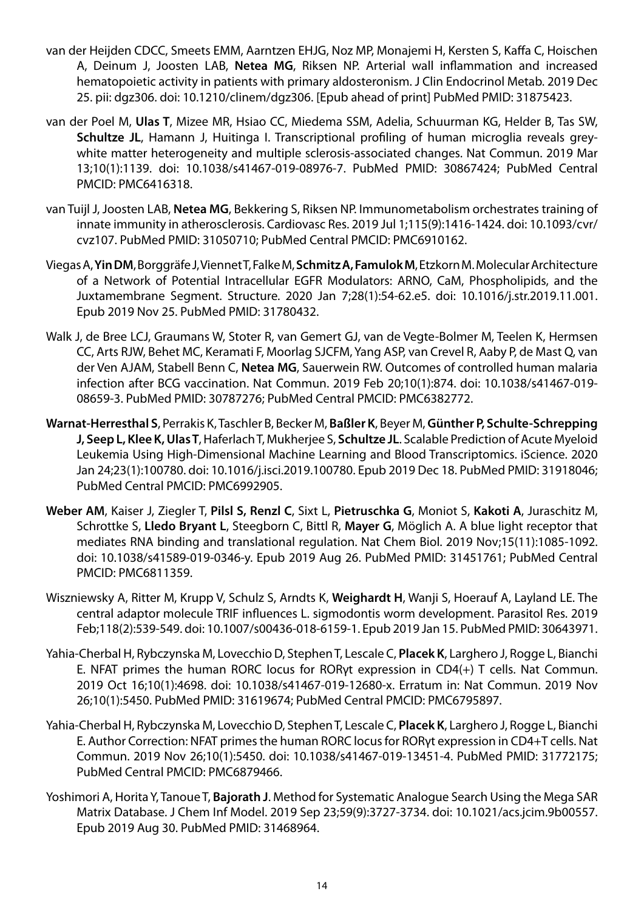van der Heijden CDCC, Smeets EMM, Aarntzen EHJG, Noz MP, Monajemi H, Kersten S, Kaffa C, Hoischen A, Deinum J, Joosten LAB, **Netea MG**, Riksen NP. Arterial wall inflammation and increased hematopoietic activity in patients with primary aldosteronism. J Clin Endocrinol Metab. 2019 Dec 25. pii: dgz306. doi: 10.1210/clinem/dgz306. [Epub ahead of print] PubMed PMID: 31875423.

van der Poel M, **Ulas T**, Mizee MR, Hsiao CC, Miedema SSM, Adelia, Schuurman KG, Helder B, Tas SW, **Schultze JL**, Hamann J, Huitinga I. Transcriptional profiling of human microglia reveals grey-white matter heterogeneity and multiple sclerosis-associated changes. Nat Commun. 2019 Mar 13;10(1):1139. doi: 10.1038/s41467-019-08976-7. PubMed PMID: 30867424; PubMed Central PMCID: PMC6416318.

van Tuijl J, Joosten LAB, **Netea MG**, Bekkering S, Riksen NP. Immunometabolism orchestrates training of innate immunity in atherosclerosis. Cardiovasc Res. 2019 Jul 1;115(9):1416-1424. doi: 10.1093/cvr/cvz107. PubMed PMID: 31050710; PubMed Central PMCID: PMC6910162.

Viegas A, **Yin DM**, Borggräfe J, Viennet T, Falke M, **Schmitz A, Famulok M**, Etzkorn M. Molecular Architecture of a Network of Potential Intracellular EGFR Modulators: ARNO, CaM, Phospholipids, and the Juxtamembrane Segment. Structure. 2020 Jan 7;28(1):54-62.e5. doi: 10.1016/j.str.2019.11.001. Epub 2019 Nov 25. PubMed PMID: 31780432.

Walk J, de Bree LCJ, Graumans W, Stoter R, van Gemert GJ, van de Vegte-Bolmer M, Teelen K, Hermsen CC, Arts RJW, Behet MC, Keramati F, Moorlag SJCFM, Yang ASP, van Crevel R, Aaby P, de Mast Q, van der Ven AJAM, Stabell Benn C, **Netea MG**, Sauerwein RW. Outcomes of controlled human malaria infection after BCG vaccination. Nat Commun. 2019 Feb 20;10(1):874. doi: 10.1038/s41467-019-08659-3. PubMed PMID: 30787276; PubMed Central PMCID: PMC6382772.

**Warnat-Herresthal S**, Perrakis K, Taschler B, Becker M, **Baßler K**, Beyer M, **Günther P, Schulte-Schrepping J, Seep L, Klee K, Ulas T**, Haferlach T, Mukherjee S, **Schultze JL**. Scalable Prediction of Acute Myeloid Leukemia Using High-Dimensional Machine Learning and Blood Transcriptomics. iScience. 2020 Jan 24;23(1):100780. doi: 10.1016/j.isci.2019.100780. Epub 2019 Dec 18. PubMed PMID: 31918046; PubMed Central PMCID: PMC6992905.

**Weber AM**, Kaiser J, Ziegler T, **Pilsl S, Renzl C**, Sixt L, **Pietruschka G**, Moniot S, **Kakoti A**, Juraschitz M, Schrottke S, **Lledo Bryant L**, Steegborn C, Bittl R, **Mayer G**, Möglich A. A blue light receptor that mediates RNA binding and translational regulation. Nat Chem Biol. 2019 Nov;15(11):1085-1092. doi: 10.1038/s41589-019-0346-y. Epub 2019 Aug 26. PubMed PMID: 31451761; PubMed Central PMCID: PMC6811359.

Wiszniewsky A, Ritter M, Krupp V, Schulz S, Arndts K, **Weighardt H**, Wanji S, Hoerauf A, Layland LE. The central adaptor molecule TRIF influences L. sigmodontis worm development. Parasitol Res. 2019 Feb;118(2):539-549. doi: 10.1007/s00436-018-6159-1. Epub 2019 Jan 15. PubMed PMID: 30643971.

Yahia-Cherbal H, Rybczynska M, Lovecchio D, Stephen T, Lescale C, **Placek K**, Larghero J, Rogge L, Bianchi E. NFAT primes the human RORC locus for RORγt expression in CD4(+) T cells. Nat Commun. 2019 Oct 16;10(1):4698. doi: 10.1038/s41467-019-12680-x. Erratum in: Nat Commun. 2019 Nov 26;10(1):5450. PubMed PMID: 31619674; PubMed Central PMCID: PMC6795897.

Yahia-Cherbal H, Rybczynska M, Lovecchio D, Stephen T, Lescale C, **Placek K**, Larghero J, Rogge L, Bianchi E. Author Correction: NFAT primes the human RORC locus for RORγt expression in CD4+T cells. Nat Commun. 2019 Nov 26;10(1):5450. doi: 10.1038/s41467-019-13451-4. PubMed PMID: 31772175; PubMed Central PMCID: PMC6879466.

Yoshimori A, Horita Y, Tanoue T, **Bajorath J**. Method for Systematic Analogue Search Using the Mega SAR Matrix Database. J Chem Inf Model. 2019 Sep 23;59(9):3727-3734. doi: 10.1021/acs.jcim.9b00557. Epub 2019 Aug 30. PubMed PMID: 31468964.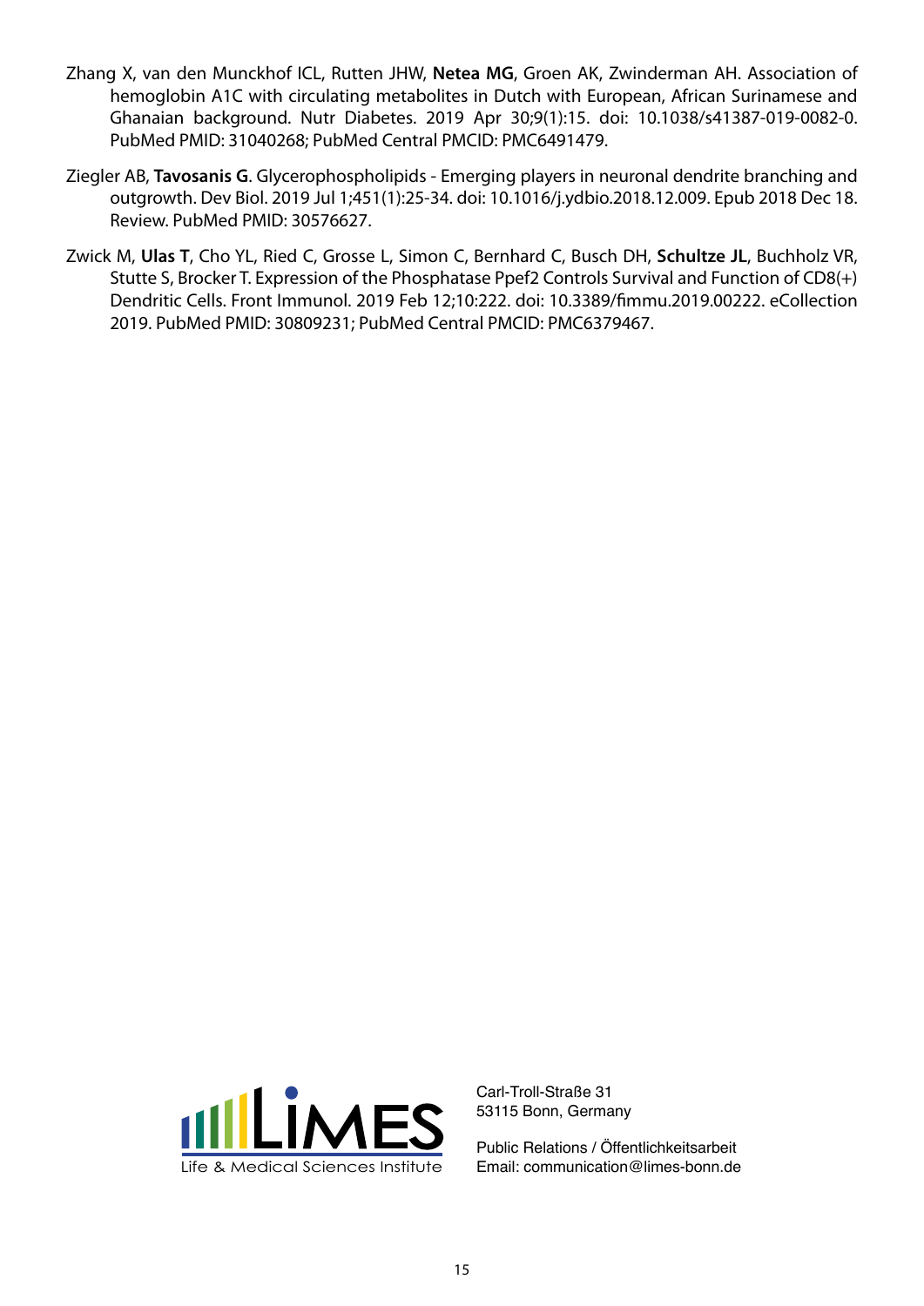Zhang X, van den Munckhof ICL, Rutten JHW, **Netea MG**, Groen AK, Zwinderman AH. Association of hemoglobin A1C with circulating metabolites in Dutch with European, African Surinamese and Ghanaian background. Nutr Diabetes. 2019 Apr 30;9(1):15. doi: 10.1038/s41387-019-0082-0. PubMed PMID: 31040268; PubMed Central PMCID: PMC6491479.

Ziegler AB, **Tavosanis G**. Glycerophospholipids - Emerging players in neuronal dendrite branching and outgrowth. Dev Biol. 2019 Jul 1;451(1):25-34. doi: 10.1016/j.ydbio.2018.12.009. Epub 2018 Dec 18. Review. PubMed PMID: 30576627.

Zwick M, **Ulas T**, Cho YL, Ried C, Grosse L, Simon C, Bernhard C, Busch DH, **Schultze JL**, Buchholz VR, Stutte S, Brocker T. Expression of the Phosphatase Ppef2 Controls Survival and Function of CD8(+) Dendritic Cells. Front Immunol. 2019 Feb 12;10:222. doi: 10.3389/fimmu.2019.00222. eCollection 2019. PubMed PMID: 30809231; PubMed Central PMCID: PMC6379467.

LIMES
Life & Medical Sciences Institute

Carl-Troll-Straße 31
53115 Bonn, Germany

Public Relations / Öffentlichkeitsarbeit
Email: communication@limes-bonn.de